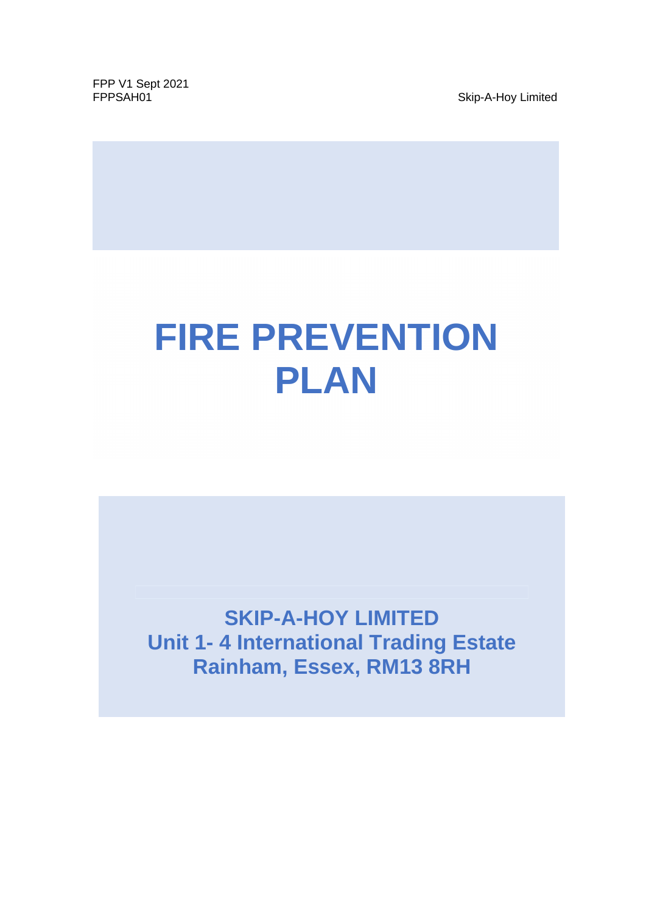FPP V1 Sept 2021
FPPSAH01

Skip-A-Hoy Limited

# FIRE PREVENTION PLAN

## SKIP-A-HOY LIMITED
## Unit 1- 4 International Trading Estate
## Rainham, Essex, RM13 8RH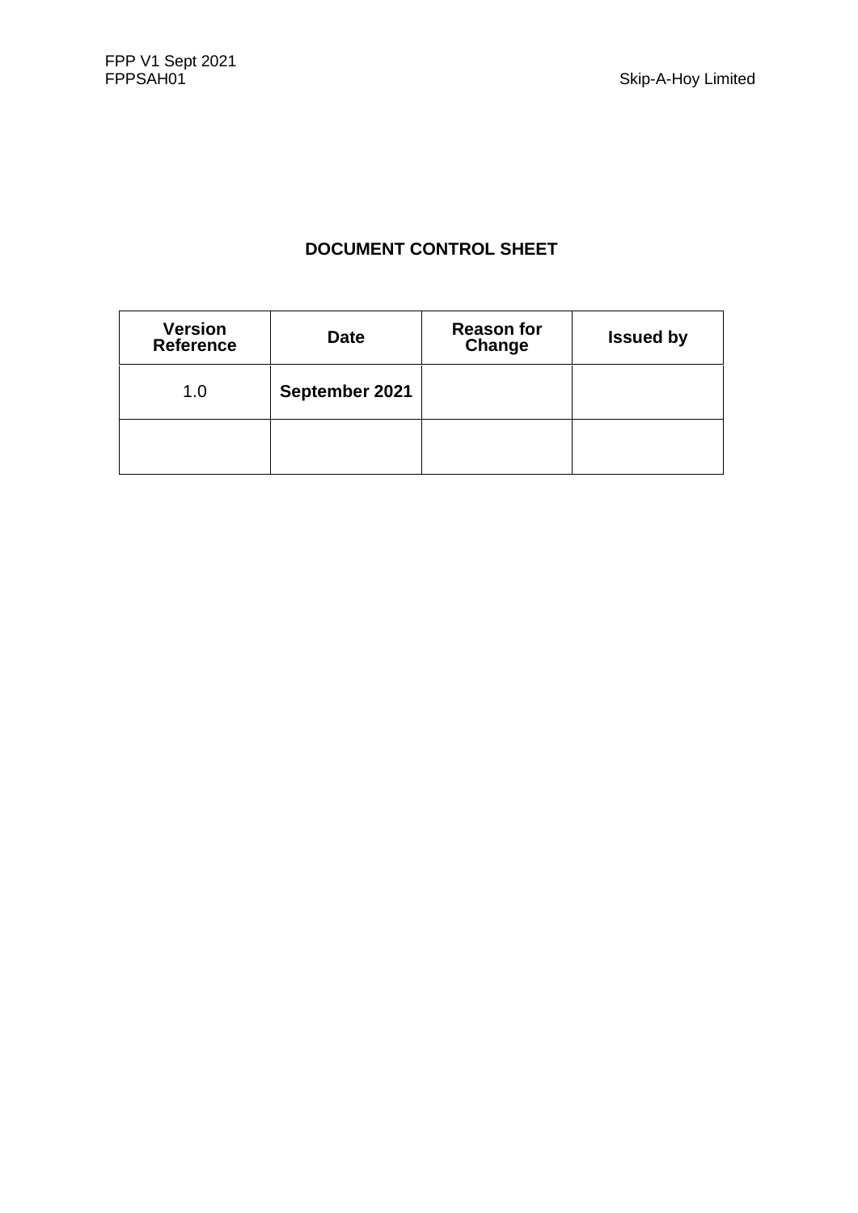## DOCUMENT CONTROL SHEET

| Version Reference | Date | Reason for Change | Issued by |
| --- | --- | --- | --- |
| 1.0 | **September 2021** | | |
| | | | |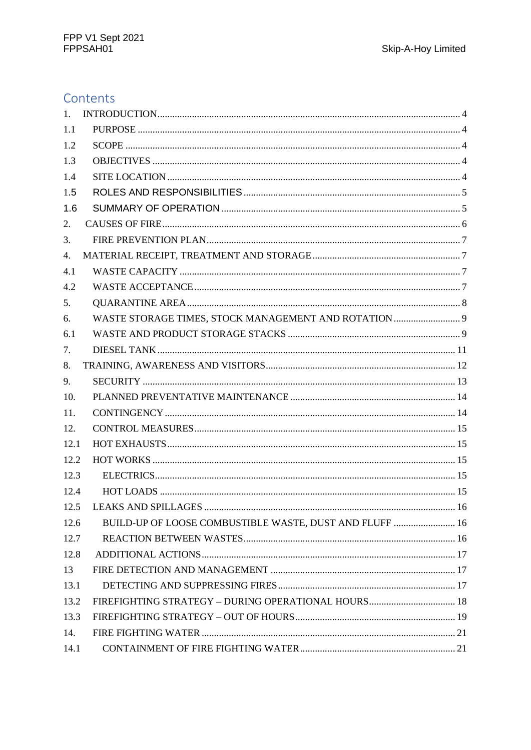# Contents

1. INTRODUCTION ........ 4
1.1 PURPOSE ........ 4
1.2 SCOPE ........ 4
1.3 OBJECTIVES ........ 4
1.4 SITE LOCATION ........ 4
1.5 ROLES AND RESPONSIBILITIES ........ 5
1.6 SUMMARY OF OPERATION ........ 5
2. CAUSES OF FIRE ........ 6
3. FIRE PREVENTION PLAN ........ 7
4. MATERIAL RECEIPT, TREATMENT AND STORAGE ........ 7
4.1 WASTE CAPACITY ........ 7
4.2 WASTE ACCEPTANCE ........ 7
5. QUARANTINE AREA ........ 8
6. WASTE STORAGE TIMES, STOCK MANAGEMENT AND ROTATION ........ 9
6.1 WASTE AND PRODUCT STORAGE STACKS ........ 9
7. DIESEL TANK ........ 11
8. TRAINING, AWARENESS AND VISITORS ........ 12
9. SECURITY ........ 13
10. PLANNED PREVENTATIVE MAINTENANCE ........ 14
11. CONTINGENCY ........ 14
12. CONTROL MEASURES ........ 15
12.1 HOT EXHAUSTS ........ 15
12.2 HOT WORKS ........ 15
12.3 ELECTRICS ........ 15
12.4 HOT LOADS ........ 15
12.5 LEAKS AND SPILLAGES ........ 16
12.6 BUILD-UP OF LOOSE COMBUSTIBLE WASTE, DUST AND FLUFF ........ 16
12.7 REACTION BETWEEN WASTES ........ 16
12.8 ADDITIONAL ACTIONS ........ 17
13 FIRE DETECTION AND MANAGEMENT ........ 17
13.1 DETECTING AND SUPPRESSING FIRES ........ 17
13.2 FIREFIGHTING STRATEGY – DURING OPERATIONAL HOURS ........ 18
13.3 FIREFIGHTING STRATEGY – OUT OF HOURS ........ 19
14. FIRE FIGHTING WATER ........ 21
14.1 CONTAINMENT OF FIRE FIGHTING WATER ........ 21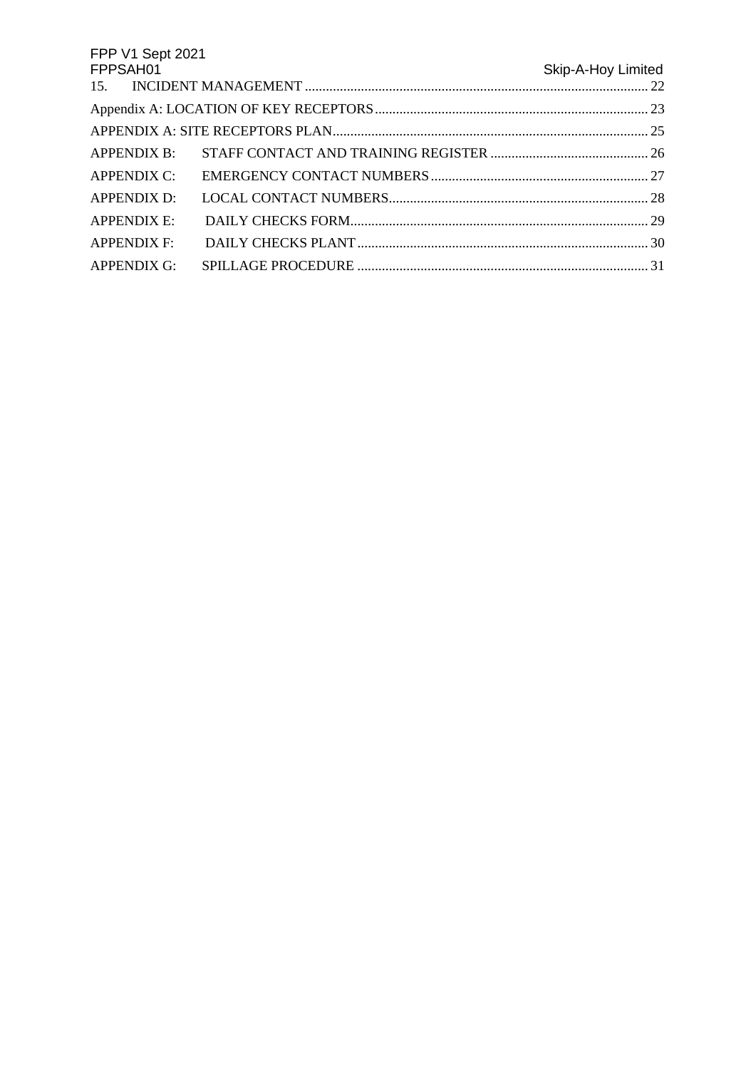15. INCIDENT MANAGEMENT ........................................................ 22

Appendix A: LOCATION OF KEY RECEPTORS ........................................................ 23

APPENDIX A: SITE RECEPTORS PLAN ........................................................ 25

APPENDIX B: STAFF CONTACT AND TRAINING REGISTER ........................................................ 26

APPENDIX C: EMERGENCY CONTACT NUMBERS ........................................................ 27

APPENDIX D: LOCAL CONTACT NUMBERS ........................................................ 28

APPENDIX E: DAILY CHECKS FORM ........................................................ 29

APPENDIX F: DAILY CHECKS PLANT ........................................................ 30

APPENDIX G: SPILLAGE PROCEDURE ........................................................ 31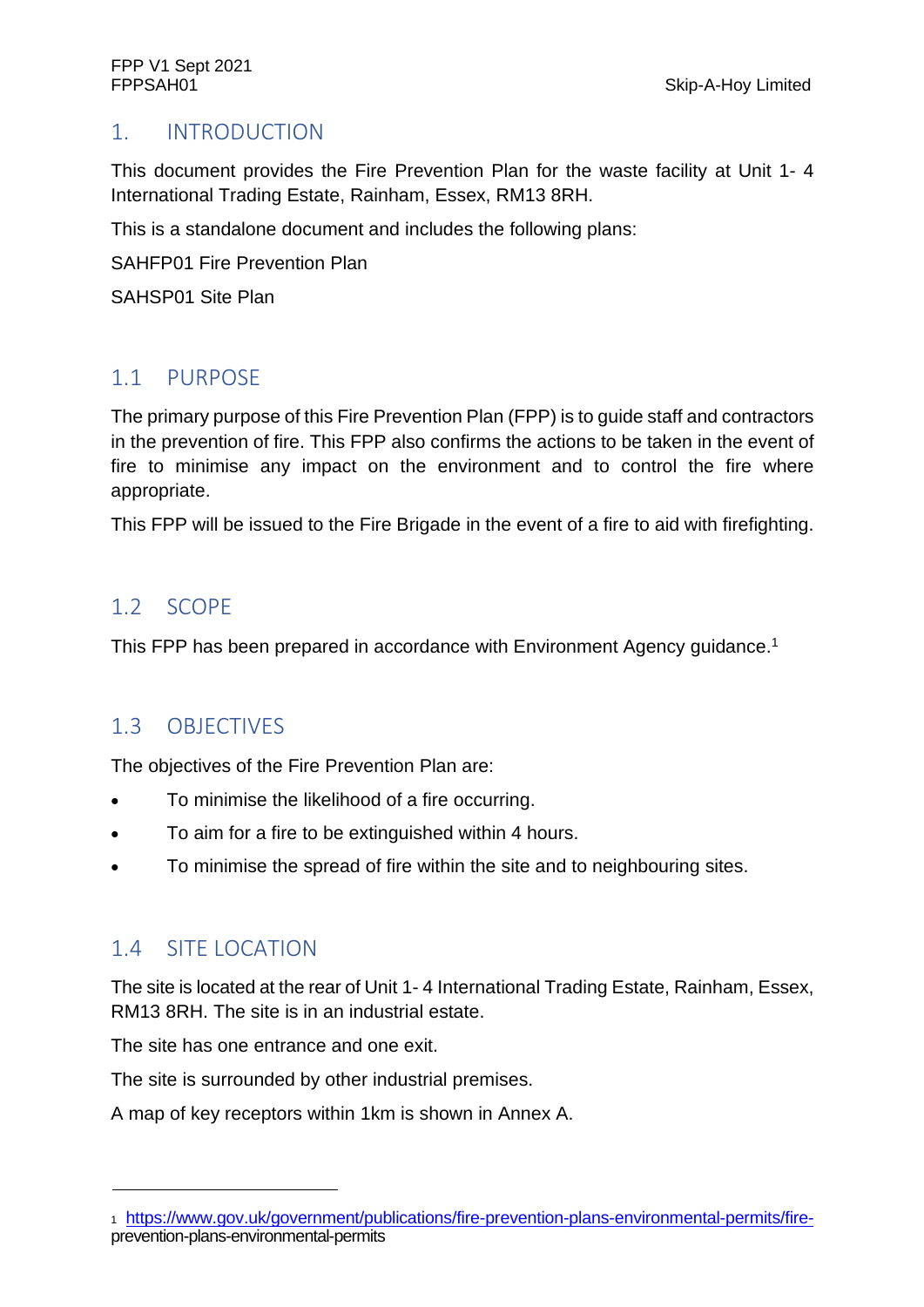# 1. INTRODUCTION

This document provides the Fire Prevention Plan for the waste facility at Unit 1- 4 International Trading Estate, Rainham, Essex, RM13 8RH.

This is a standalone document and includes the following plans:

SAHFP01 Fire Prevention Plan

SAHSP01 Site Plan

## 1.1 PURPOSE

The primary purpose of this Fire Prevention Plan (FPP) is to guide staff and contractors in the prevention of fire. This FPP also confirms the actions to be taken in the event of fire to minimise any impact on the environment and to control the fire where appropriate.

This FPP will be issued to the Fire Brigade in the event of a fire to aid with firefighting.

## 1.2 SCOPE

This FPP has been prepared in accordance with Environment Agency guidance.[1]

## 1.3 OBJECTIVES

The objectives of the Fire Prevention Plan are:

- To minimise the likelihood of a fire occurring.
- To aim for a fire to be extinguished within 4 hours.
- To minimise the spread of fire within the site and to neighbouring sites.

## 1.4 SITE LOCATION

The site is located at the rear of Unit 1- 4 International Trading Estate, Rainham, Essex, RM13 8RH. The site is in an industrial estate.

The site has one entrance and one exit.

The site is surrounded by other industrial premises.

A map of key receptors within 1km is shown in Annex A.

---

[1] https://www.gov.uk/government/publications/fire-prevention-plans-environmental-permits/fire-prevention-plans-environmental-permits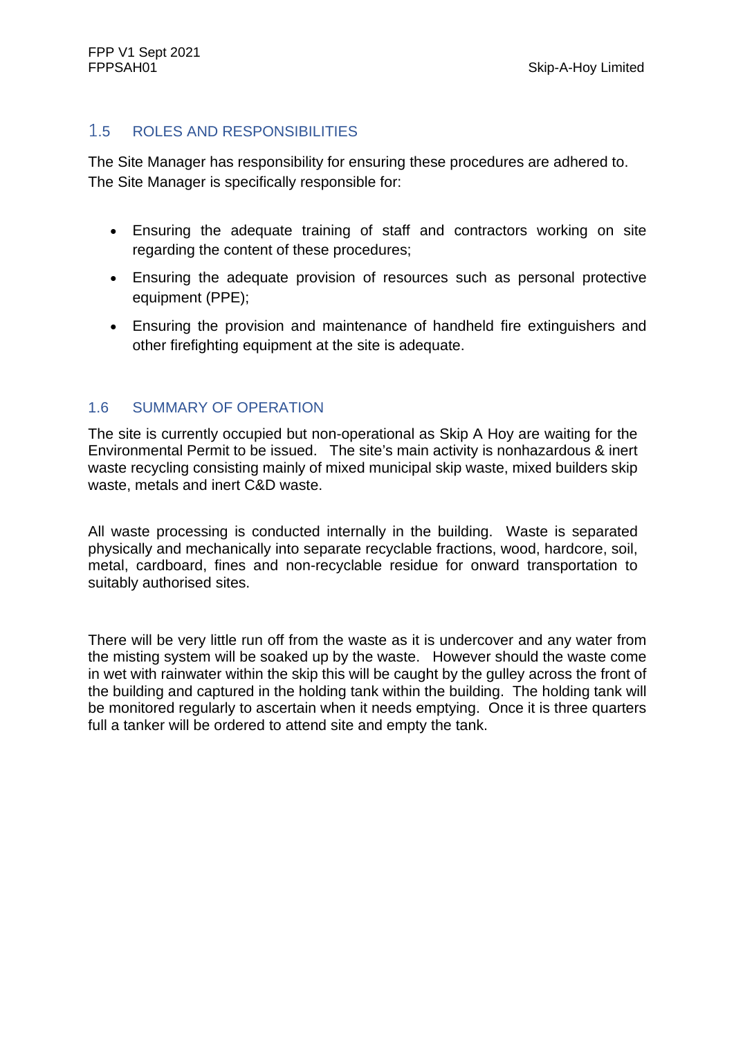## 1.5 ROLES AND RESPONSIBILITIES

The Site Manager has responsibility for ensuring these procedures are adhered to. The Site Manager is specifically responsible for:

- Ensuring the adequate training of staff and contractors working on site regarding the content of these procedures;
- Ensuring the adequate provision of resources such as personal protective equipment (PPE);
- Ensuring the provision and maintenance of handheld fire extinguishers and other firefighting equipment at the site is adequate.

## 1.6 SUMMARY OF OPERATION

The site is currently occupied but non-operational as Skip A Hoy are waiting for the Environmental Permit to be issued. The site's main activity is nonhazardous & inert waste recycling consisting mainly of mixed municipal skip waste, mixed builders skip waste, metals and inert C&D waste.

All waste processing is conducted internally in the building. Waste is separated physically and mechanically into separate recyclable fractions, wood, hardcore, soil, metal, cardboard, fines and non-recyclable residue for onward transportation to suitably authorised sites.

There will be very little run off from the waste as it is undercover and any water from the misting system will be soaked up by the waste. However should the waste come in wet with rainwater within the skip this will be caught by the gulley across the front of the building and captured in the holding tank within the building. The holding tank will be monitored regularly to ascertain when it needs emptying. Once it is three quarters full a tanker will be ordered to attend site and empty the tank.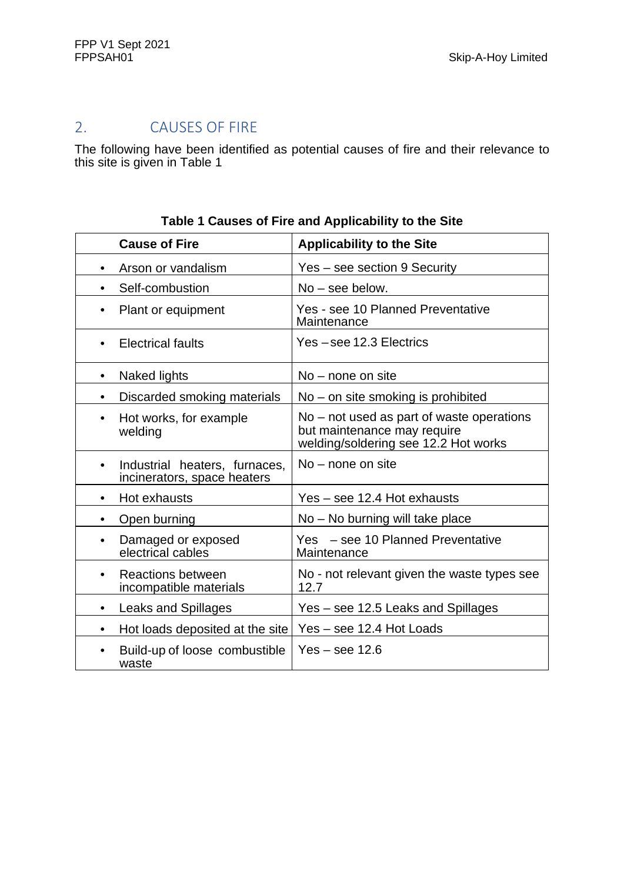## 2. CAUSES OF FIRE

The following have been identified as potential causes of fire and their relevance to this site is given in Table 1

**Table 1 Causes of Fire and Applicability to the Site**

| Cause of Fire | Applicability to the Site |
|---|---|
| • Arson or vandalism | Yes – see section 9 Security |
| • Self-combustion | No – see below. |
| • Plant or equipment | Yes - see 10 Planned Preventative Maintenance |
| • Electrical faults | Yes –see 12.3 Electrics |
| • Naked lights | No – none on site |
| • Discarded smoking materials | No – on site smoking is prohibited |
| • Hot works, for example welding | No – not used as part of waste operations but maintenance may require welding/soldering see 12.2 Hot works |
| • Industrial heaters, furnaces, incinerators, space heaters | No – none on site |
| • Hot exhausts | Yes – see 12.4 Hot exhausts |
| • Open burning | No – No burning will take place |
| • Damaged or exposed electrical cables | Yes – see 10 Planned Preventative Maintenance |
| • Reactions between incompatible materials | No - not relevant given the waste types see 12.7 |
| • Leaks and Spillages | Yes – see 12.5 Leaks and Spillages |
| • Hot loads deposited at the site | Yes – see 12.4 Hot Loads |
| • Build-up of loose combustible waste | Yes – see 12.6 |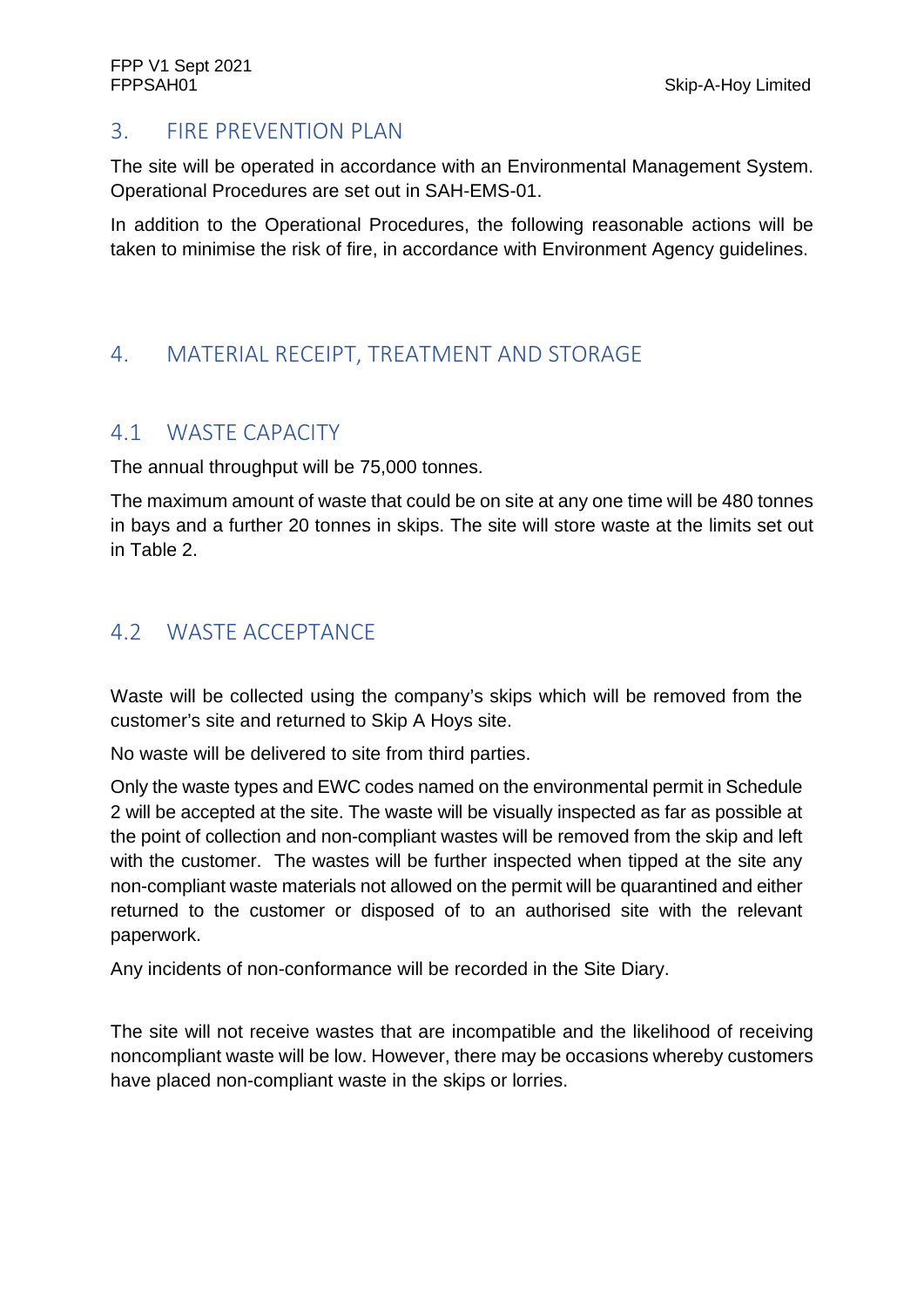## 3. FIRE PREVENTION PLAN

The site will be operated in accordance with an Environmental Management System. Operational Procedures are set out in SAH-EMS-01.

In addition to the Operational Procedures, the following reasonable actions will be taken to minimise the risk of fire, in accordance with Environment Agency guidelines.

## 4. MATERIAL RECEIPT, TREATMENT AND STORAGE

### 4.1 WASTE CAPACITY

The annual throughput will be 75,000 tonnes.

The maximum amount of waste that could be on site at any one time will be 480 tonnes in bays and a further 20 tonnes in skips. The site will store waste at the limits set out in Table 2.

### 4.2 WASTE ACCEPTANCE

Waste will be collected using the company's skips which will be removed from the customer's site and returned to Skip A Hoys site.

No waste will be delivered to site from third parties.

Only the waste types and EWC codes named on the environmental permit in Schedule 2 will be accepted at the site. The waste will be visually inspected as far as possible at the point of collection and non-compliant wastes will be removed from the skip and left with the customer. The wastes will be further inspected when tipped at the site any non-compliant waste materials not allowed on the permit will be quarantined and either returned to the customer or disposed of to an authorised site with the relevant paperwork.

Any incidents of non-conformance will be recorded in the Site Diary.

The site will not receive wastes that are incompatible and the likelihood of receiving noncompliant waste will be low. However, there may be occasions whereby customers have placed non-compliant waste in the skips or lorries.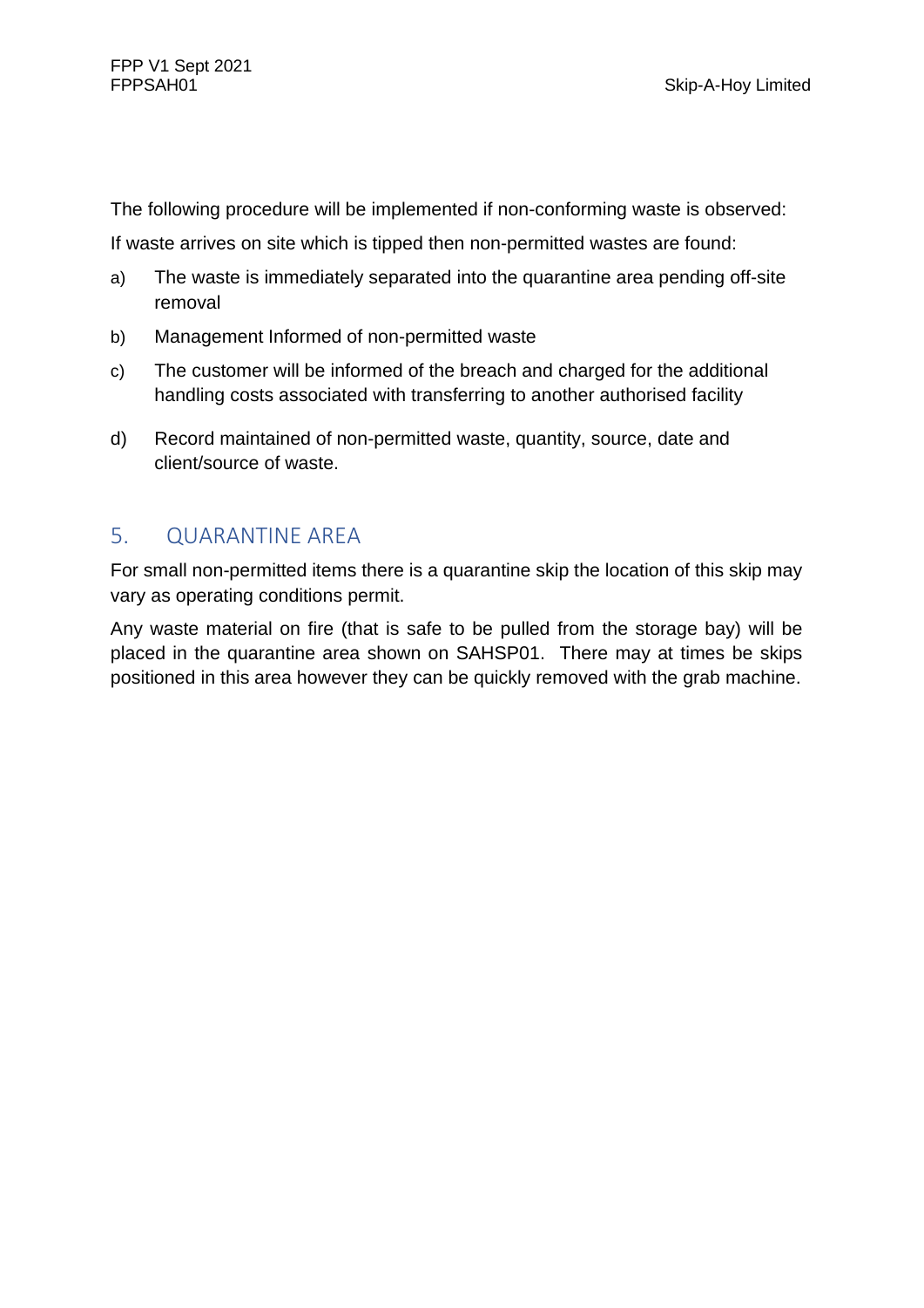The following procedure will be implemented if non-conforming waste is observed:

If waste arrives on site which is tipped then non-permitted wastes are found:

a) The waste is immediately separated into the quarantine area pending off-site removal

b) Management Informed of non-permitted waste

c) The customer will be informed of the breach and charged for the additional handling costs associated with transferring to another authorised facility

d) Record maintained of non-permitted waste, quantity, source, date and client/source of waste.

## 5. QUARANTINE AREA

For small non-permitted items there is a quarantine skip the location of this skip may vary as operating conditions permit.

Any waste material on fire (that is safe to be pulled from the storage bay) will be placed in the quarantine area shown on SAHSP01. There may at times be skips positioned in this area however they can be quickly removed with the grab machine.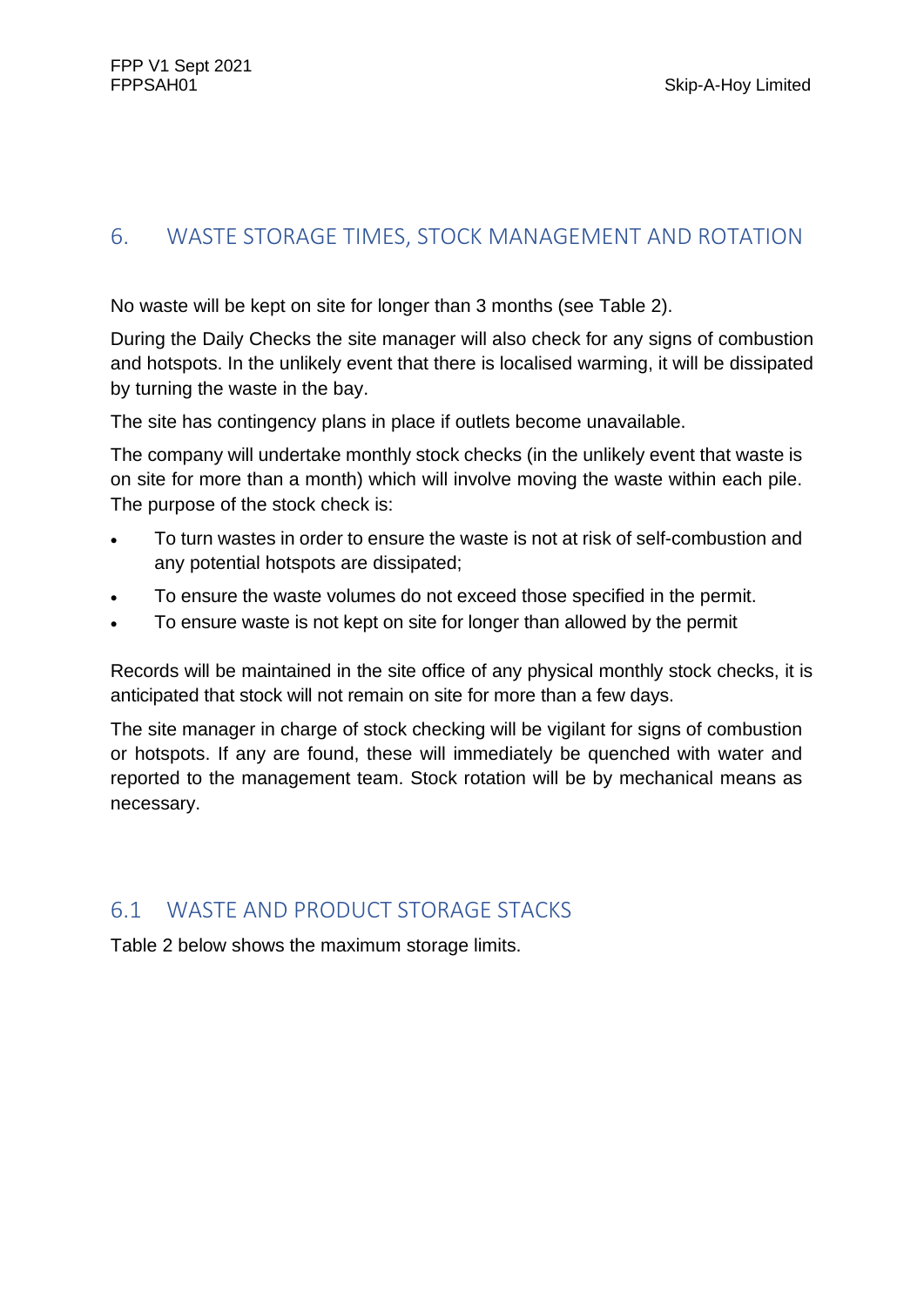## 6. WASTE STORAGE TIMES, STOCK MANAGEMENT AND ROTATION

No waste will be kept on site for longer than 3 months (see Table 2).

During the Daily Checks the site manager will also check for any signs of combustion and hotspots. In the unlikely event that there is localised warming, it will be dissipated by turning the waste in the bay.

The site has contingency plans in place if outlets become unavailable.

The company will undertake monthly stock checks (in the unlikely event that waste is on site for more than a month) which will involve moving the waste within each pile. The purpose of the stock check is:

- To turn wastes in order to ensure the waste is not at risk of self-combustion and any potential hotspots are dissipated;
- To ensure the waste volumes do not exceed those specified in the permit.
- To ensure waste is not kept on site for longer than allowed by the permit

Records will be maintained in the site office of any physical monthly stock checks, it is anticipated that stock will not remain on site for more than a few days.

The site manager in charge of stock checking will be vigilant for signs of combustion or hotspots. If any are found, these will immediately be quenched with water and reported to the management team. Stock rotation will be by mechanical means as necessary.

### 6.1 WASTE AND PRODUCT STORAGE STACKS

Table 2 below shows the maximum storage limits.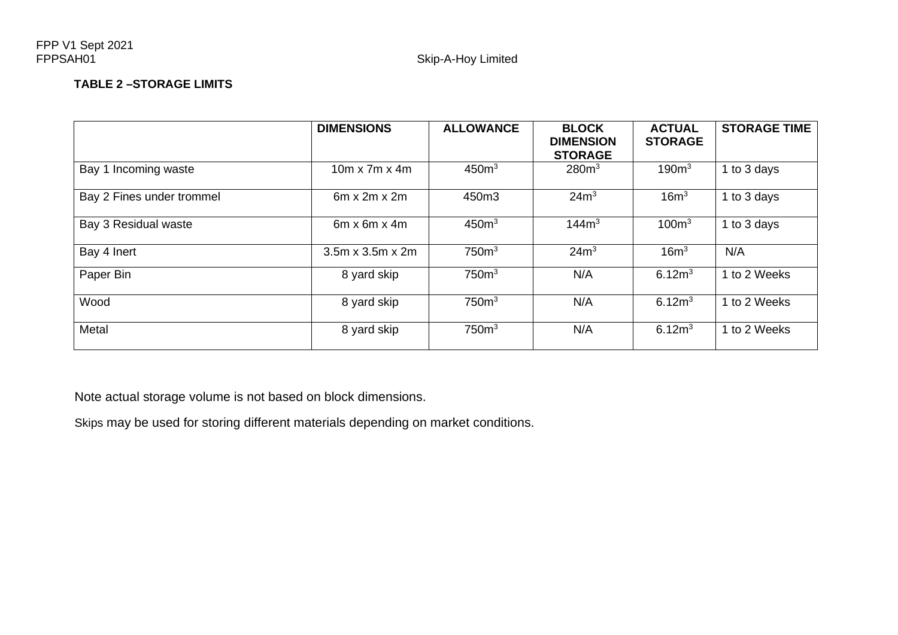**TABLE 2 –STORAGE LIMITS**

| | DIMENSIONS | ALLOWANCE | BLOCK DIMENSION STORAGE | ACTUAL STORAGE | STORAGE TIME |
|---|---|---|---|---|---|
| Bay 1 Incoming waste | 10m x 7m x 4m | $450m^3$ | $280m^3$ | $190m^3$ | 1 to 3 days |
| Bay 2 Fines under trommel | 6m x 2m x 2m | 450m3 | $24m^3$ | $16m^3$ | 1 to 3 days |
| Bay 3 Residual waste | 6m x 6m x 4m | $450m^3$ | $144m^3$ | $100m^3$ | 1 to 3 days |
| Bay 4 Inert | 3.5m x 3.5m x 2m | $750m^3$ | $24m^3$ | $16m^3$ | N/A |
| Paper Bin | 8 yard skip | $750m^3$ | N/A | $6.12m^3$ | 1 to 2 Weeks |
| Wood | 8 yard skip | $750m^3$ | N/A | $6.12m^3$ | 1 to 2 Weeks |
| Metal | 8 yard skip | $750m^3$ | N/A | $6.12m^3$ | 1 to 2 Weeks |

Note actual storage volume is not based on block dimensions.

Skips may be used for storing different materials depending on market conditions.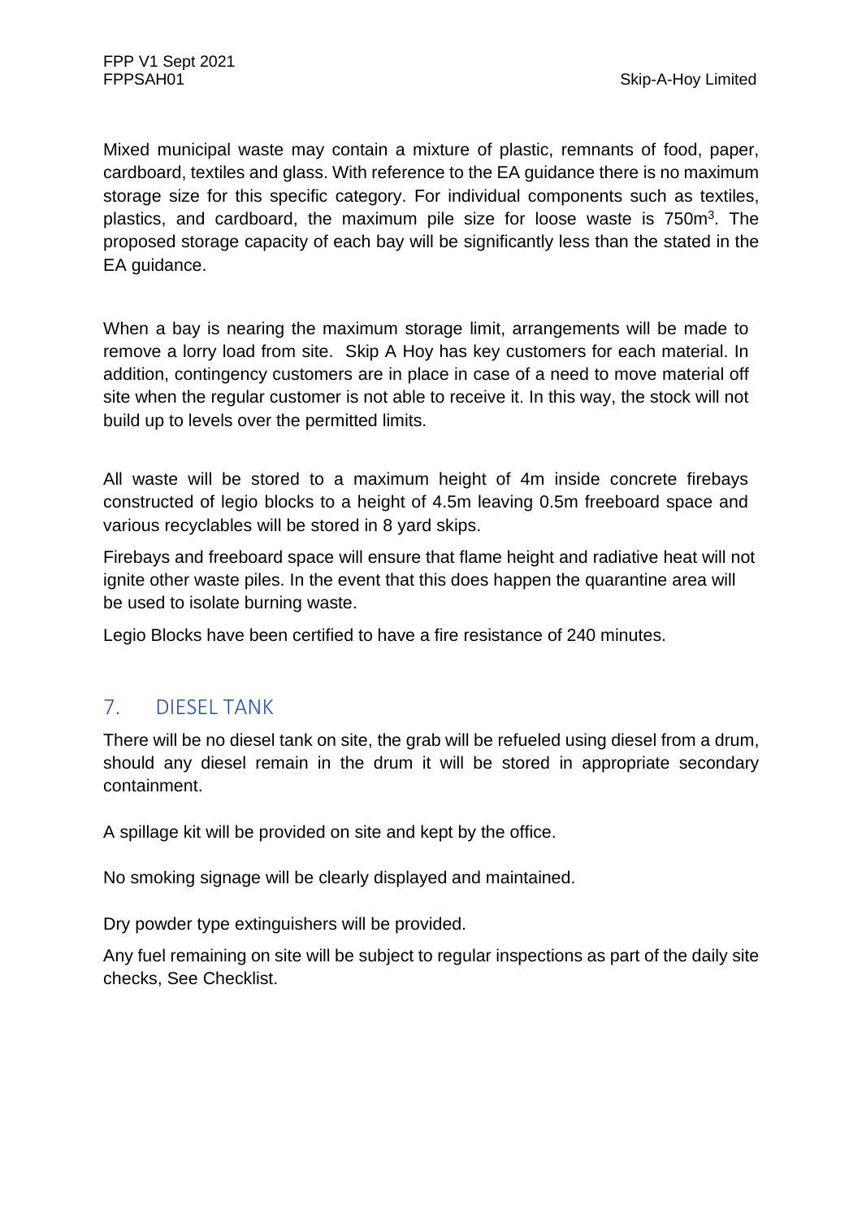Mixed municipal waste may contain a mixture of plastic, remnants of food, paper, cardboard, textiles and glass. With reference to the EA guidance there is no maximum storage size for this specific category. For individual components such as textiles, plastics, and cardboard, the maximum pile size for loose waste is 750m$^3$. The proposed storage capacity of each bay will be significantly less than the stated in the EA guidance.

When a bay is nearing the maximum storage limit, arrangements will be made to remove a lorry load from site. Skip A Hoy has key customers for each material. In addition, contingency customers are in place in case of a need to move material off site when the regular customer is not able to receive it. In this way, the stock will not build up to levels over the permitted limits.

All waste will be stored to a maximum height of 4m inside concrete firebays constructed of legio blocks to a height of 4.5m leaving 0.5m freeboard space and various recyclables will be stored in 8 yard skips.

Firebays and freeboard space will ensure that flame height and radiative heat will not ignite other waste piles. In the event that this does happen the quarantine area will be used to isolate burning waste.

Legio Blocks have been certified to have a fire resistance of 240 minutes.

## 7. DIESEL TANK

There will be no diesel tank on site, the grab will be refueled using diesel from a drum, should any diesel remain in the drum it will be stored in appropriate secondary containment.

A spillage kit will be provided on site and kept by the office.

No smoking signage will be clearly displayed and maintained.

Dry powder type extinguishers will be provided.

Any fuel remaining on site will be subject to regular inspections as part of the daily site checks, See Checklist.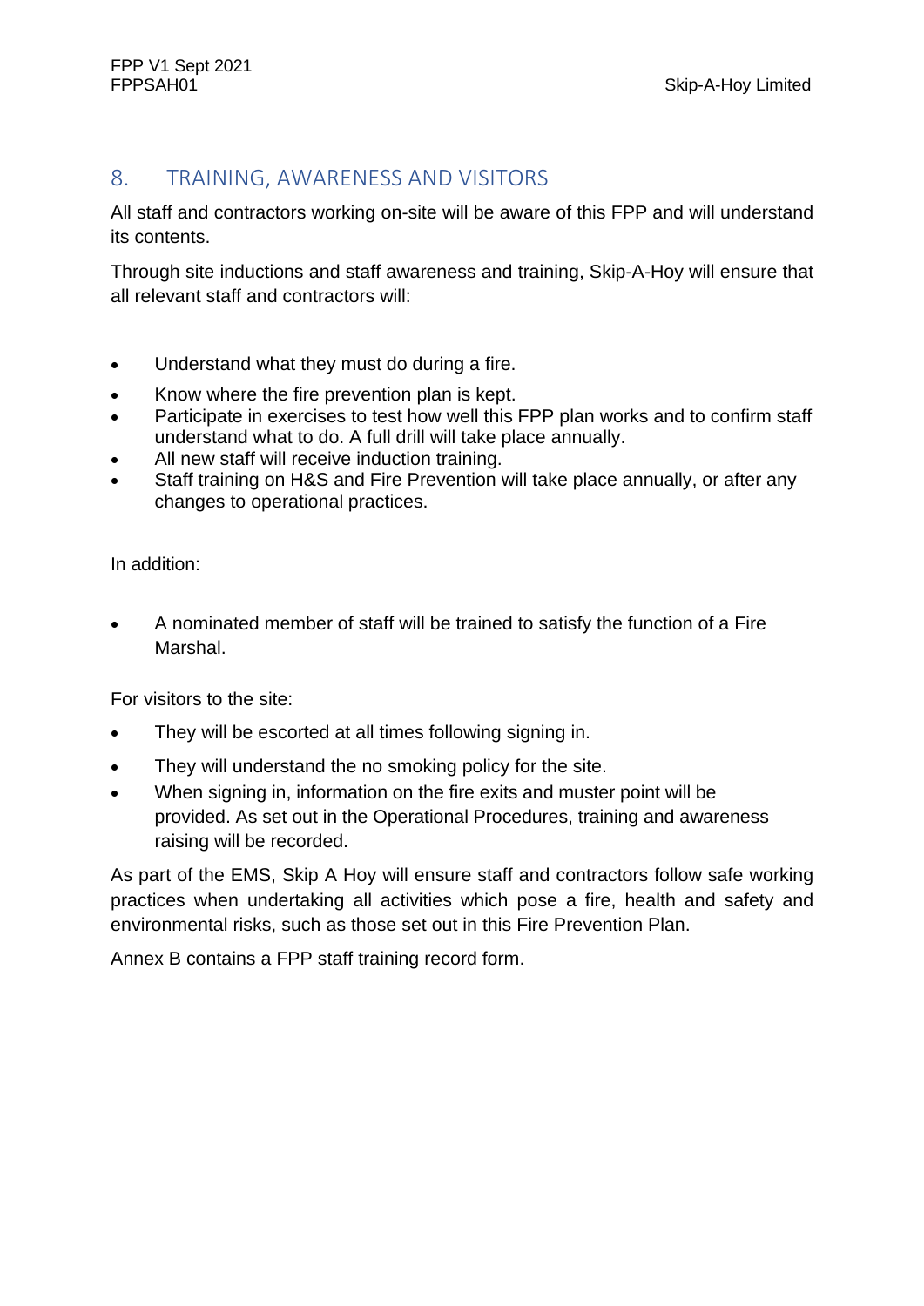## 8. TRAINING, AWARENESS AND VISITORS

All staff and contractors working on-site will be aware of this FPP and will understand its contents.

Through site inductions and staff awareness and training, Skip-A-Hoy will ensure that all relevant staff and contractors will:

- Understand what they must do during a fire.
- Know where the fire prevention plan is kept.
- Participate in exercises to test how well this FPP plan works and to confirm staff understand what to do. A full drill will take place annually.
- All new staff will receive induction training.
- Staff training on H&S and Fire Prevention will take place annually, or after any changes to operational practices.

In addition:

- A nominated member of staff will be trained to satisfy the function of a Fire Marshal.

For visitors to the site:

- They will be escorted at all times following signing in.
- They will understand the no smoking policy for the site.
- When signing in, information on the fire exits and muster point will be provided. As set out in the Operational Procedures, training and awareness raising will be recorded.

As part of the EMS, Skip A Hoy will ensure staff and contractors follow safe working practices when undertaking all activities which pose a fire, health and safety and environmental risks, such as those set out in this Fire Prevention Plan.

Annex B contains a FPP staff training record form.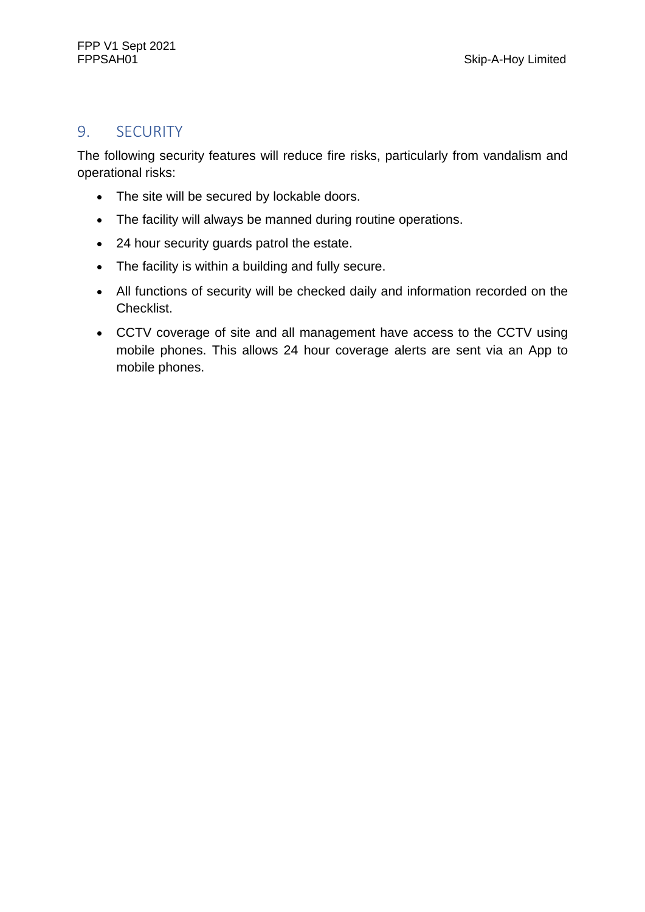## 9. SECURITY

The following security features will reduce fire risks, particularly from vandalism and operational risks:

- The site will be secured by lockable doors.
- The facility will always be manned during routine operations.
- 24 hour security guards patrol the estate.
- The facility is within a building and fully secure.
- All functions of security will be checked daily and information recorded on the Checklist.
- CCTV coverage of site and all management have access to the CCTV using mobile phones. This allows 24 hour coverage alerts are sent via an App to mobile phones.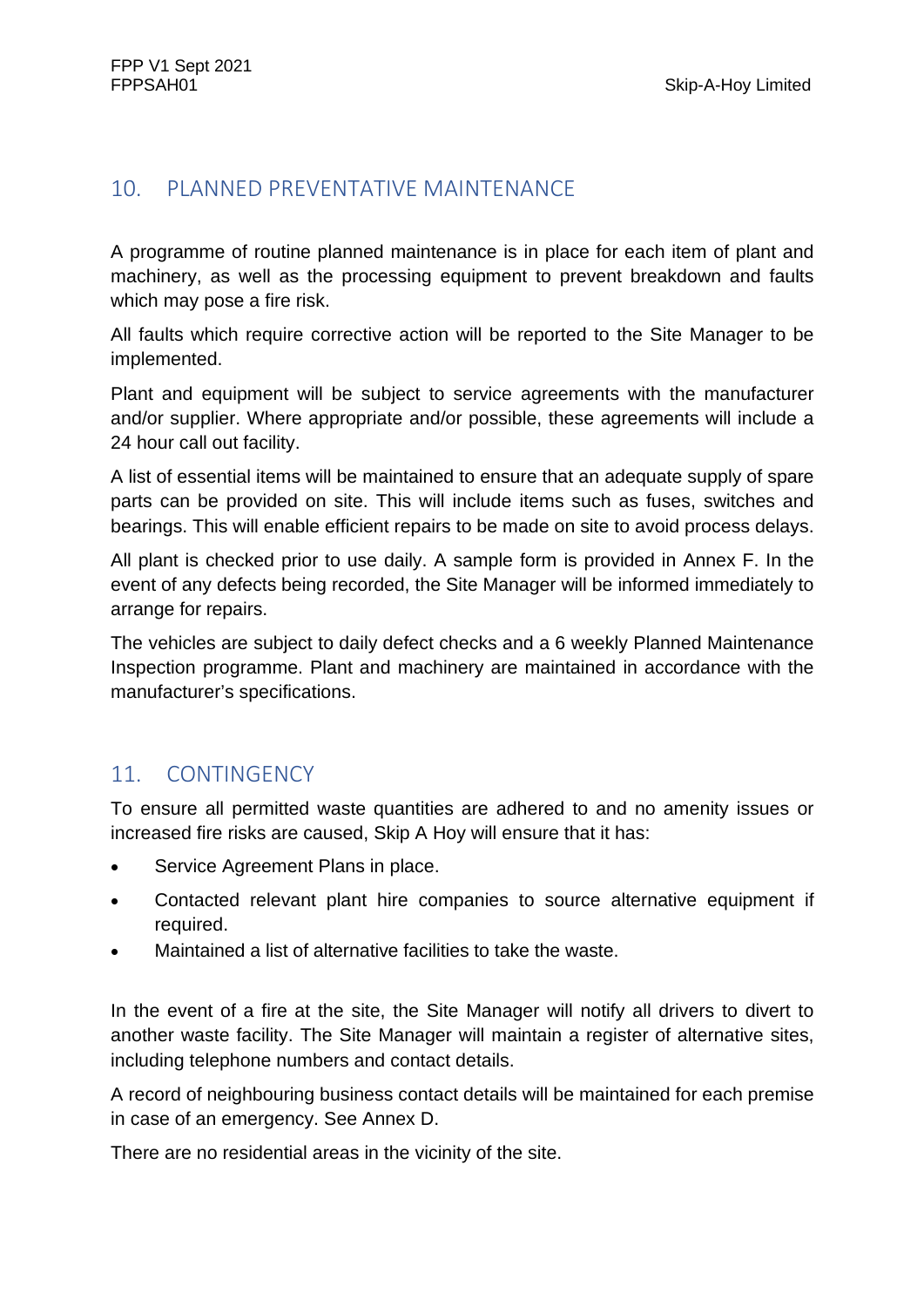## 10. PLANNED PREVENTATIVE MAINTENANCE

A programme of routine planned maintenance is in place for each item of plant and machinery, as well as the processing equipment to prevent breakdown and faults which may pose a fire risk.

All faults which require corrective action will be reported to the Site Manager to be implemented.

Plant and equipment will be subject to service agreements with the manufacturer and/or supplier. Where appropriate and/or possible, these agreements will include a 24 hour call out facility.

A list of essential items will be maintained to ensure that an adequate supply of spare parts can be provided on site. This will include items such as fuses, switches and bearings. This will enable efficient repairs to be made on site to avoid process delays.

All plant is checked prior to use daily. A sample form is provided in Annex F. In the event of any defects being recorded, the Site Manager will be informed immediately to arrange for repairs.

The vehicles are subject to daily defect checks and a 6 weekly Planned Maintenance Inspection programme. Plant and machinery are maintained in accordance with the manufacturer's specifications.

## 11. CONTINGENCY

To ensure all permitted waste quantities are adhered to and no amenity issues or increased fire risks are caused, Skip A Hoy will ensure that it has:

- Service Agreement Plans in place.
- Contacted relevant plant hire companies to source alternative equipment if required.
- Maintained a list of alternative facilities to take the waste.

In the event of a fire at the site, the Site Manager will notify all drivers to divert to another waste facility. The Site Manager will maintain a register of alternative sites, including telephone numbers and contact details.

A record of neighbouring business contact details will be maintained for each premise in case of an emergency. See Annex D.

There are no residential areas in the vicinity of the site.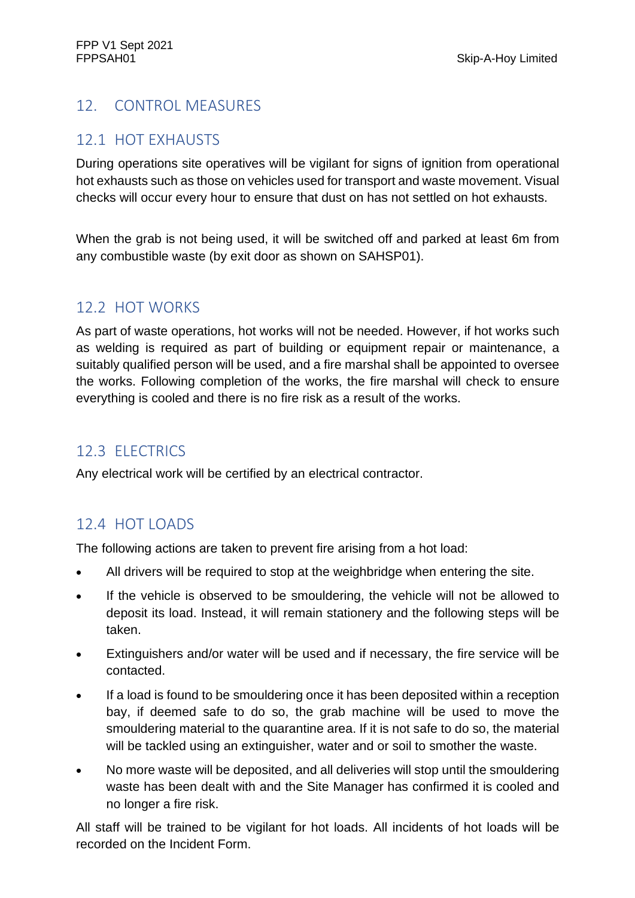## 12. CONTROL MEASURES

### 12.1 HOT EXHAUSTS

During operations site operatives will be vigilant for signs of ignition from operational hot exhausts such as those on vehicles used for transport and waste movement. Visual checks will occur every hour to ensure that dust on has not settled on hot exhausts.

When the grab is not being used, it will be switched off and parked at least 6m from any combustible waste (by exit door as shown on SAHSP01).

### 12.2 HOT WORKS

As part of waste operations, hot works will not be needed. However, if hot works such as welding is required as part of building or equipment repair or maintenance, a suitably qualified person will be used, and a fire marshal shall be appointed to oversee the works. Following completion of the works, the fire marshal will check to ensure everything is cooled and there is no fire risk as a result of the works.

### 12.3 ELECTRICS

Any electrical work will be certified by an electrical contractor.

### 12.4 HOT LOADS

The following actions are taken to prevent fire arising from a hot load:

- All drivers will be required to stop at the weighbridge when entering the site.
- If the vehicle is observed to be smouldering, the vehicle will not be allowed to deposit its load. Instead, it will remain stationery and the following steps will be taken.
- Extinguishers and/or water will be used and if necessary, the fire service will be contacted.
- If a load is found to be smouldering once it has been deposited within a reception bay, if deemed safe to do so, the grab machine will be used to move the smouldering material to the quarantine area. If it is not safe to do so, the material will be tackled using an extinguisher, water and or soil to smother the waste.
- No more waste will be deposited, and all deliveries will stop until the smouldering waste has been dealt with and the Site Manager has confirmed it is cooled and no longer a fire risk.

All staff will be trained to be vigilant for hot loads. All incidents of hot loads will be recorded on the Incident Form.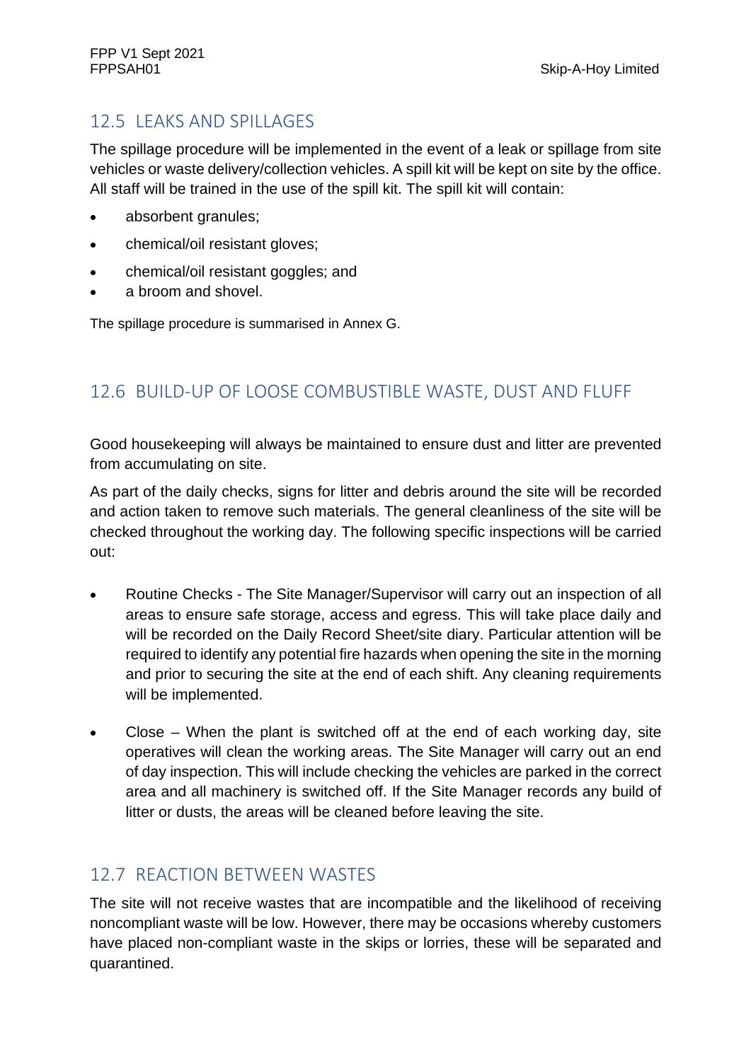## 12.5 LEAKS AND SPILLAGES

The spillage procedure will be implemented in the event of a leak or spillage from site vehicles or waste delivery/collection vehicles. A spill kit will be kept on site by the office. All staff will be trained in the use of the spill kit. The spill kit will contain:

- absorbent granules;
- chemical/oil resistant gloves;
- chemical/oil resistant goggles; and
- a broom and shovel.

The spillage procedure is summarised in Annex G.

## 12.6 BUILD-UP OF LOOSE COMBUSTIBLE WASTE, DUST AND FLUFF

Good housekeeping will always be maintained to ensure dust and litter are prevented from accumulating on site.

As part of the daily checks, signs for litter and debris around the site will be recorded and action taken to remove such materials. The general cleanliness of the site will be checked throughout the working day. The following specific inspections will be carried out:

- Routine Checks - The Site Manager/Supervisor will carry out an inspection of all areas to ensure safe storage, access and egress. This will take place daily and will be recorded on the Daily Record Sheet/site diary. Particular attention will be required to identify any potential fire hazards when opening the site in the morning and prior to securing the site at the end of each shift. Any cleaning requirements will be implemented.

- Close – When the plant is switched off at the end of each working day, site operatives will clean the working areas. The Site Manager will carry out an end of day inspection. This will include checking the vehicles are parked in the correct area and all machinery is switched off. If the Site Manager records any build of litter or dusts, the areas will be cleaned before leaving the site.

## 12.7 REACTION BETWEEN WASTES

The site will not receive wastes that are incompatible and the likelihood of receiving noncompliant waste will be low. However, there may be occasions whereby customers have placed non-compliant waste in the skips or lorries, these will be separated and quarantined.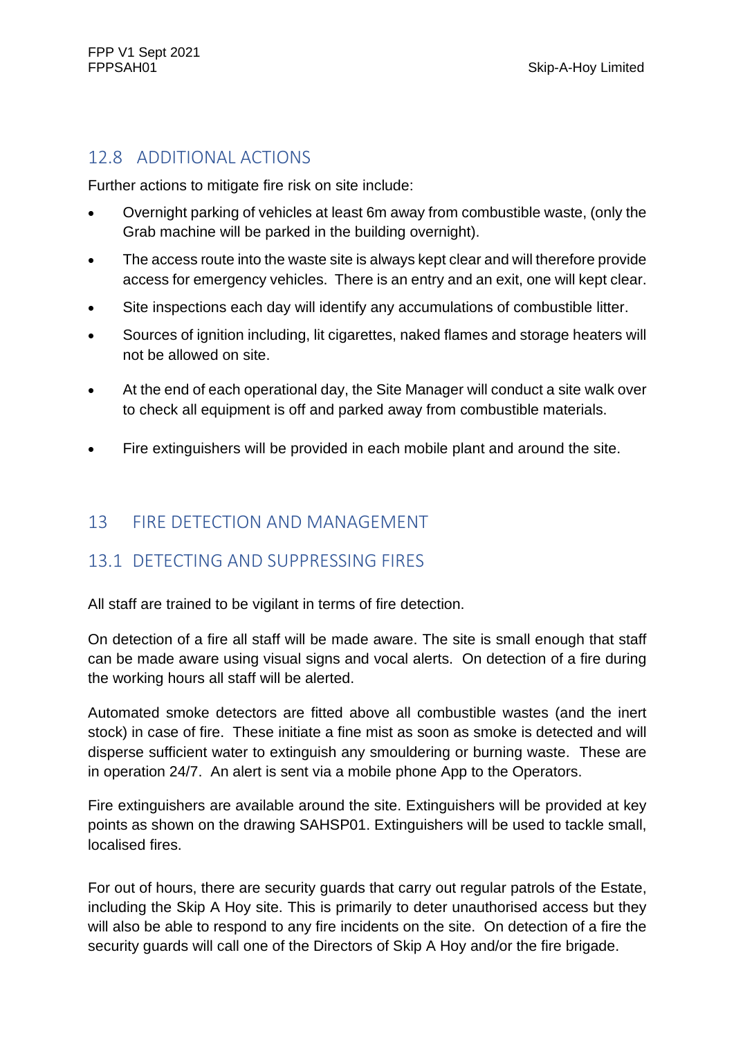## 12.8 ADDITIONAL ACTIONS

Further actions to mitigate fire risk on site include:

- Overnight parking of vehicles at least 6m away from combustible waste, (only the Grab machine will be parked in the building overnight).
- The access route into the waste site is always kept clear and will therefore provide access for emergency vehicles. There is an entry and an exit, one will kept clear.
- Site inspections each day will identify any accumulations of combustible litter.
- Sources of ignition including, lit cigarettes, naked flames and storage heaters will not be allowed on site.
- At the end of each operational day, the Site Manager will conduct a site walk over to check all equipment is off and parked away from combustible materials.
- Fire extinguishers will be provided in each mobile plant and around the site.

# 13 FIRE DETECTION AND MANAGEMENT

## 13.1 DETECTING AND SUPPRESSING FIRES

All staff are trained to be vigilant in terms of fire detection.

On detection of a fire all staff will be made aware. The site is small enough that staff can be made aware using visual signs and vocal alerts. On detection of a fire during the working hours all staff will be alerted.

Automated smoke detectors are fitted above all combustible wastes (and the inert stock) in case of fire. These initiate a fine mist as soon as smoke is detected and will disperse sufficient water to extinguish any smouldering or burning waste. These are in operation 24/7. An alert is sent via a mobile phone App to the Operators.

Fire extinguishers are available around the site. Extinguishers will be provided at key points as shown on the drawing SAHSP01. Extinguishers will be used to tackle small, localised fires.

For out of hours, there are security guards that carry out regular patrols of the Estate, including the Skip A Hoy site. This is primarily to deter unauthorised access but they will also be able to respond to any fire incidents on the site. On detection of a fire the security guards will call one of the Directors of Skip A Hoy and/or the fire brigade.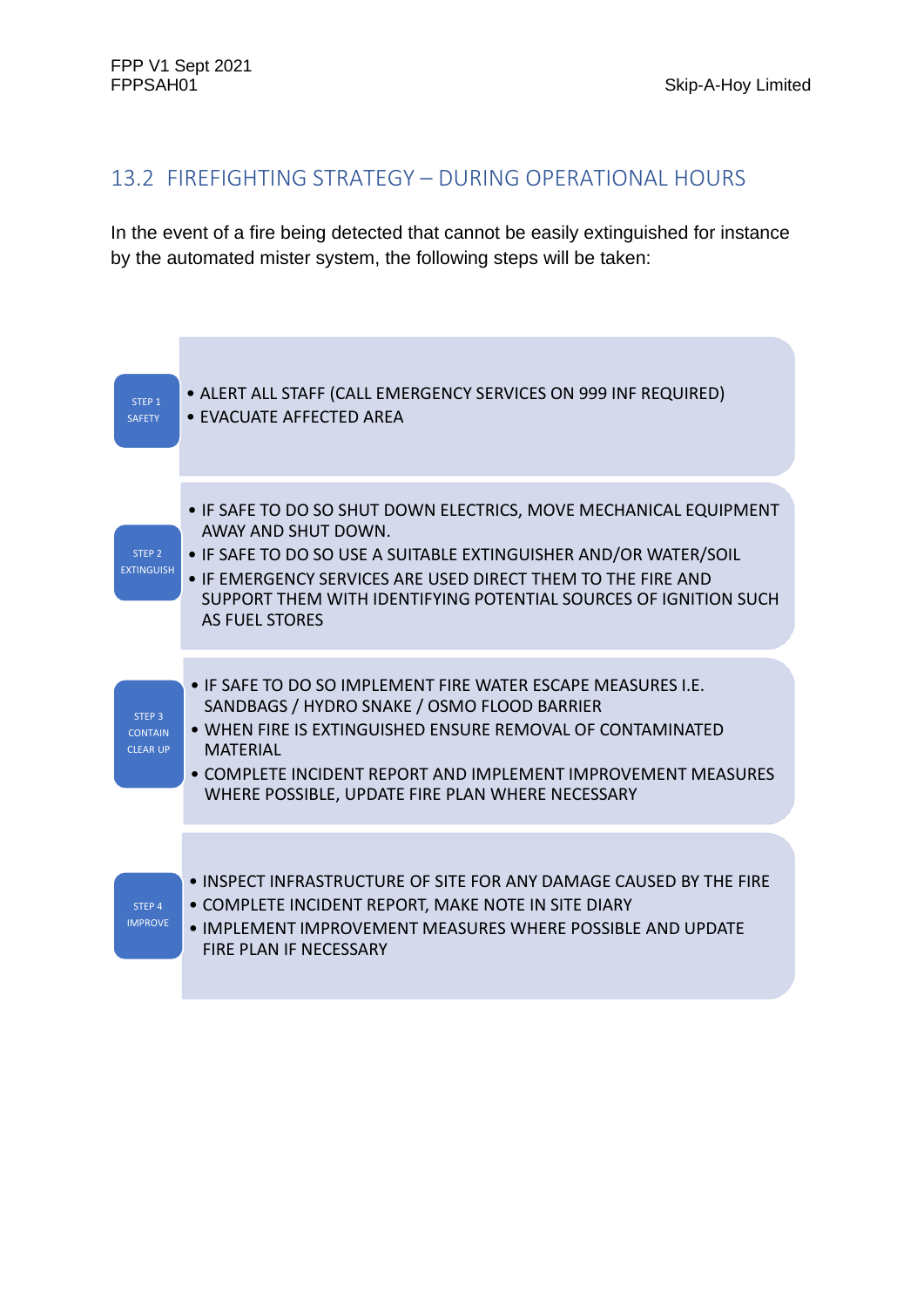## 13.2 FIREFIGHTING STRATEGY – DURING OPERATIONAL HOURS

In the event of a fire being detected that cannot be easily extinguished for instance by the automated mister system, the following steps will be taken:

**STEP 1 SAFETY**

- ALERT ALL STAFF (CALL EMERGENCY SERVICES ON 999 INF REQUIRED)
- EVACUATE AFFECTED AREA

**STEP 2 EXTINGUISH**

- IF SAFE TO DO SO SHUT DOWN ELECTRICS, MOVE MECHANICAL EQUIPMENT AWAY AND SHUT DOWN.
- IF SAFE TO DO SO USE A SUITABLE EXTINGUISHER AND/OR WATER/SOIL
- IF EMERGENCY SERVICES ARE USED DIRECT THEM TO THE FIRE AND SUPPORT THEM WITH IDENTIFYING POTENTIAL SOURCES OF IGNITION SUCH AS FUEL STORES

**STEP 3 CONTAIN CLEAR UP**

- IF SAFE TO DO SO IMPLEMENT FIRE WATER ESCAPE MEASURES I.E. SANDBAGS / HYDRO SNAKE / OSMO FLOOD BARRIER
- WHEN FIRE IS EXTINGUISHED ENSURE REMOVAL OF CONTAMINATED MATERIAL
- COMPLETE INCIDENT REPORT AND IMPLEMENT IMPROVEMENT MEASURES WHERE POSSIBLE, UPDATE FIRE PLAN WHERE NECESSARY

**STEP 4 IMPROVE**

- INSPECT INFRASTRUCTURE OF SITE FOR ANY DAMAGE CAUSED BY THE FIRE
- COMPLETE INCIDENT REPORT, MAKE NOTE IN SITE DIARY
- IMPLEMENT IMPROVEMENT MEASURES WHERE POSSIBLE AND UPDATE FIRE PLAN IF NECESSARY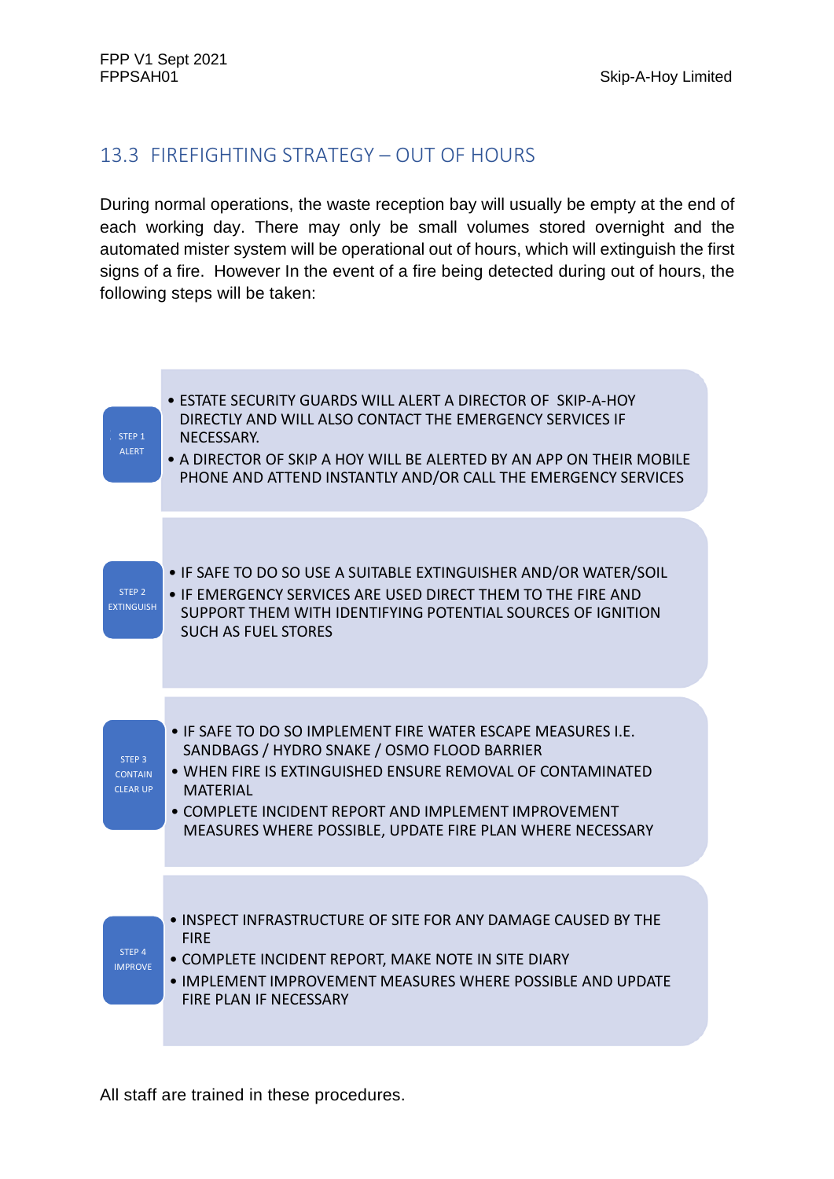## 13.3 FIREFIGHTING STRATEGY – OUT OF HOURS

During normal operations, the waste reception bay will usually be empty at the end of each working day. There may only be small volumes stored overnight and the automated mister system will be operational out of hours, which will extinguish the first signs of a fire. However In the event of a fire being detected during out of hours, the following steps will be taken:

**STEP 1 ALERT**

- ESTATE SECURITY GUARDS WILL ALERT A DIRECTOR OF SKIP-A-HOY DIRECTLY AND WILL ALSO CONTACT THE EMERGENCY SERVICES IF NECESSARY.
- A DIRECTOR OF SKIP A HOY WILL BE ALERTED BY AN APP ON THEIR MOBILE PHONE AND ATTEND INSTANTLY AND/OR CALL THE EMERGENCY SERVICES

**STEP 2 EXTINGUISH**

- IF SAFE TO DO SO USE A SUITABLE EXTINGUISHER AND/OR WATER/SOIL
- IF EMERGENCY SERVICES ARE USED DIRECT THEM TO THE FIRE AND SUPPORT THEM WITH IDENTIFYING POTENTIAL SOURCES OF IGNITION SUCH AS FUEL STORES

**STEP 3 CONTAIN CLEAR UP**

- IF SAFE TO DO SO IMPLEMENT FIRE WATER ESCAPE MEASURES I.E. SANDBAGS / HYDRO SNAKE / OSMO FLOOD BARRIER
- WHEN FIRE IS EXTINGUISHED ENSURE REMOVAL OF CONTAMINATED MATERIAL
- COMPLETE INCIDENT REPORT AND IMPLEMENT IMPROVEMENT MEASURES WHERE POSSIBLE, UPDATE FIRE PLAN WHERE NECESSARY

**STEP 4 IMPROVE**

- INSPECT INFRASTRUCTURE OF SITE FOR ANY DAMAGE CAUSED BY THE FIRE
- COMPLETE INCIDENT REPORT, MAKE NOTE IN SITE DIARY
- IMPLEMENT IMPROVEMENT MEASURES WHERE POSSIBLE AND UPDATE FIRE PLAN IF NECESSARY

All staff are trained in these procedures.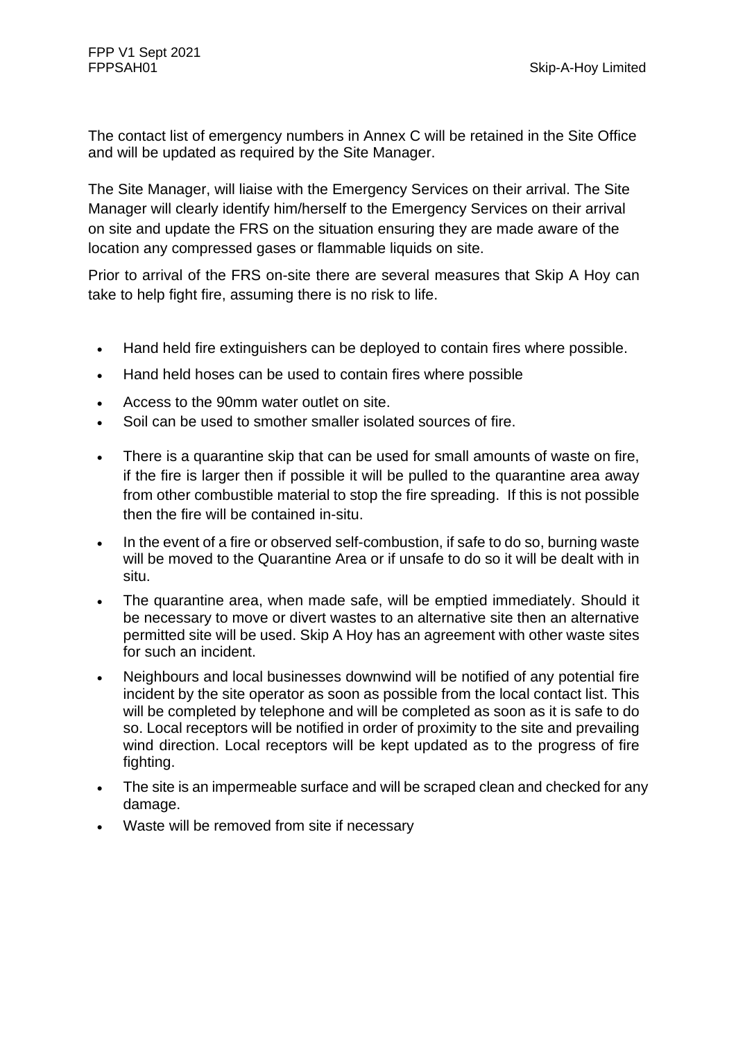The contact list of emergency numbers in Annex C will be retained in the Site Office and will be updated as required by the Site Manager.

The Site Manager, will liaise with the Emergency Services on their arrival. The Site Manager will clearly identify him/herself to the Emergency Services on their arrival on site and update the FRS on the situation ensuring they are made aware of the location any compressed gases or flammable liquids on site.

Prior to arrival of the FRS on-site there are several measures that Skip A Hoy can take to help fight fire, assuming there is no risk to life.

- Hand held fire extinguishers can be deployed to contain fires where possible.
- Hand held hoses can be used to contain fires where possible
- Access to the 90mm water outlet on site.
- Soil can be used to smother smaller isolated sources of fire.
- There is a quarantine skip that can be used for small amounts of waste on fire, if the fire is larger then if possible it will be pulled to the quarantine area away from other combustible material to stop the fire spreading. If this is not possible then the fire will be contained in-situ.
- In the event of a fire or observed self-combustion, if safe to do so, burning waste will be moved to the Quarantine Area or if unsafe to do so it will be dealt with in situ.
- The quarantine area, when made safe, will be emptied immediately. Should it be necessary to move or divert wastes to an alternative site then an alternative permitted site will be used. Skip A Hoy has an agreement with other waste sites for such an incident.
- Neighbours and local businesses downwind will be notified of any potential fire incident by the site operator as soon as possible from the local contact list. This will be completed by telephone and will be completed as soon as it is safe to do so. Local receptors will be notified in order of proximity to the site and prevailing wind direction. Local receptors will be kept updated as to the progress of fire fighting.
- The site is an impermeable surface and will be scraped clean and checked for any damage.
- Waste will be removed from site if necessary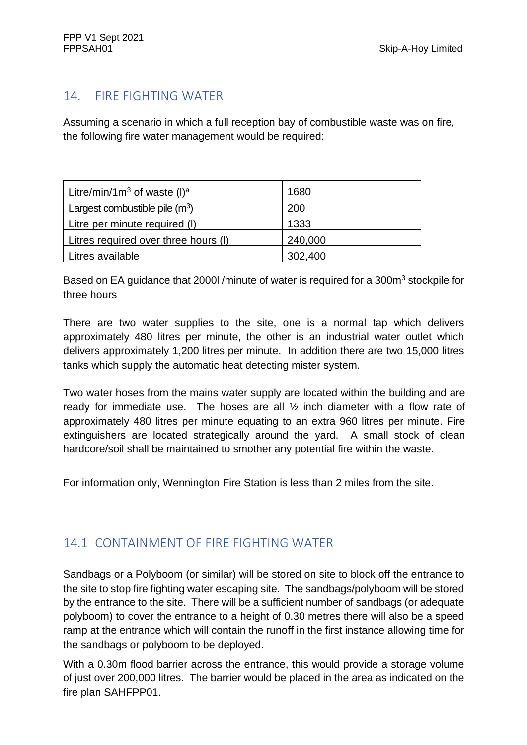## 14. FIRE FIGHTING WATER

Assuming a scenario in which a full reception bay of combustible waste was on fire, the following fire water management would be required:

| Litre/min/1m$^3$ of waste (l)[a] | 1680 |
|---|---|
| Largest combustible pile (m$^3$) | 200 |
| Litre per minute required (l) | 1333 |
| Litres required over three hours (l) | 240,000 |
| Litres available | 302,400 |

Based on EA guidance that 2000l /minute of water is required for a 300m$^3$ stockpile for three hours

There are two water supplies to the site, one is a normal tap which delivers approximately 480 litres per minute, the other is an industrial water outlet which delivers approximately 1,200 litres per minute. In addition there are two 15,000 litres tanks which supply the automatic heat detecting mister system.

Two water hoses from the mains water supply are located within the building and are ready for immediate use. The hoses are all ½ inch diameter with a flow rate of approximately 480 litres per minute equating to an extra 960 litres per minute. Fire extinguishers are located strategically around the yard. A small stock of clean hardcore/soil shall be maintained to smother any potential fire within the waste.

For information only, Wennington Fire Station is less than 2 miles from the site.

## 14.1 CONTAINMENT OF FIRE FIGHTING WATER

Sandbags or a Polyboom (or similar) will be stored on site to block off the entrance to the site to stop fire fighting water escaping site. The sandbags/polyboom will be stored by the entrance to the site. There will be a sufficient number of sandbags (or adequate polyboom) to cover the entrance to a height of 0.30 metres there will also be a speed ramp at the entrance which will contain the runoff in the first instance allowing time for the sandbags or polyboom to be deployed.

With a 0.30m flood barrier across the entrance, this would provide a storage volume of just over 200,000 litres. The barrier would be placed in the area as indicated on the fire plan SAHFPP01.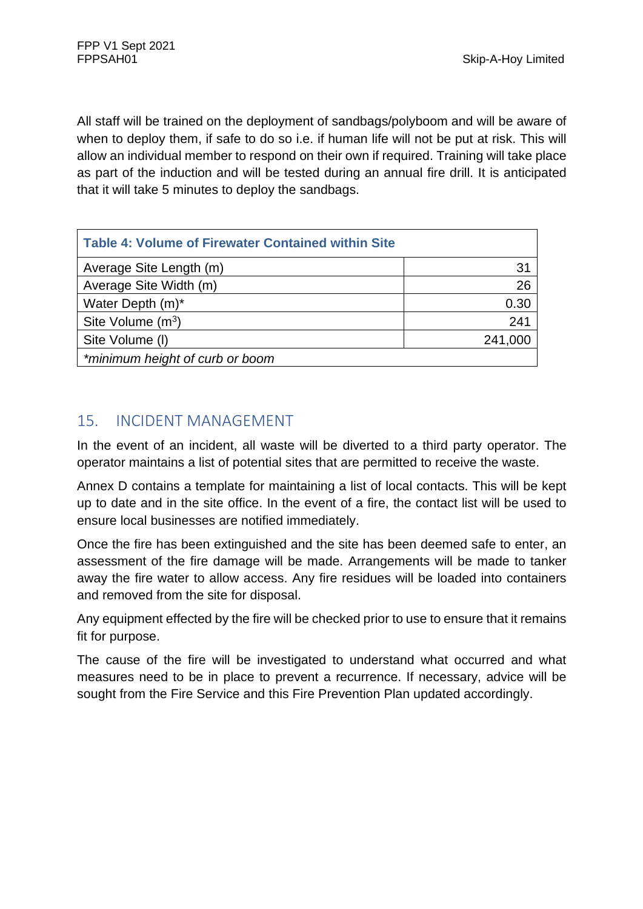All staff will be trained on the deployment of sandbags/polyboom and will be aware of when to deploy them, if safe to do so i.e. if human life will not be put at risk. This will allow an individual member to respond on their own if required. Training will take place as part of the induction and will be tested during an annual fire drill. It is anticipated that it will take 5 minutes to deploy the sandbags.

| **Table 4: Volume of Firewater Contained within Site** | |
|---|---|
| Average Site Length (m) | 31 |
| Average Site Width (m) | 26 |
| Water Depth (m)* | 0.30 |
| Site Volume ($m^3$) | 241 |
| Site Volume (l) | 241,000 |
| *\*minimum height of curb or boom* | |

## 15. INCIDENT MANAGEMENT

In the event of an incident, all waste will be diverted to a third party operator. The operator maintains a list of potential sites that are permitted to receive the waste.

Annex D contains a template for maintaining a list of local contacts. This will be kept up to date and in the site office. In the event of a fire, the contact list will be used to ensure local businesses are notified immediately.

Once the fire has been extinguished and the site has been deemed safe to enter, an assessment of the fire damage will be made. Arrangements will be made to tanker away the fire water to allow access. Any fire residues will be loaded into containers and removed from the site for disposal.

Any equipment effected by the fire will be checked prior to use to ensure that it remains fit for purpose.

The cause of the fire will be investigated to understand what occurred and what measures need to be in place to prevent a recurrence. If necessary, advice will be sought from the Fire Service and this Fire Prevention Plan updated accordingly.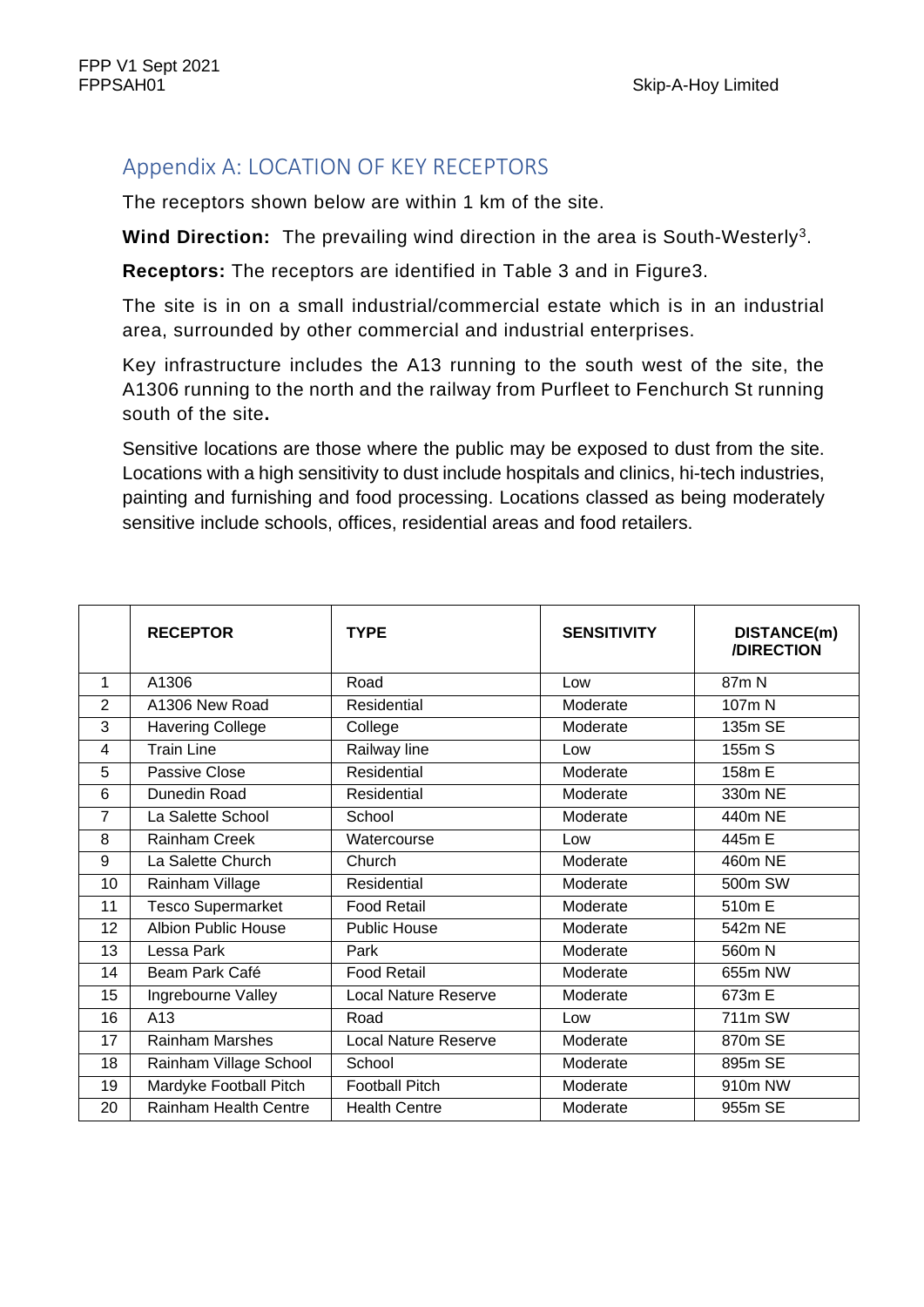## Appendix A: LOCATION OF KEY RECEPTORS

The receptors shown below are within 1 km of the site.

**Wind Direction:** The prevailing wind direction in the area is South-Westerly[3].

**Receptors:** The receptors are identified in Table 3 and in Figure3.

The site is in on a small industrial/commercial estate which is in an industrial area, surrounded by other commercial and industrial enterprises.

Key infrastructure includes the A13 running to the south west of the site, the A1306 running to the north and the railway from Purfleet to Fenchurch St running south of the site**.**

Sensitive locations are those where the public may be exposed to dust from the site. Locations with a high sensitivity to dust include hospitals and clinics, hi-tech industries, painting and furnishing and food processing. Locations classed as being moderately sensitive include schools, offices, residential areas and food retailers.

| | RECEPTOR | TYPE | SENSITIVITY | DISTANCE(m) /DIRECTION |
|---|---|---|---|---|
| 1 | A1306 | Road | Low | 87m N |
| 2 | A1306 New Road | Residential | Moderate | 107m N |
| 3 | Havering College | College | Moderate | 135m SE |
| 4 | Train Line | Railway line | Low | 155m S |
| 5 | Passive Close | Residential | Moderate | 158m E |
| 6 | Dunedin Road | Residential | Moderate | 330m NE |
| 7 | La Salette School | School | Moderate | 440m NE |
| 8 | Rainham Creek | Watercourse | Low | 445m E |
| 9 | La Salette Church | Church | Moderate | 460m NE |
| 10 | Rainham Village | Residential | Moderate | 500m SW |
| 11 | Tesco Supermarket | Food Retail | Moderate | 510m E |
| 12 | Albion Public House | Public House | Moderate | 542m NE |
| 13 | Lessa Park | Park | Moderate | 560m N |
| 14 | Beam Park Café | Food Retail | Moderate | 655m NW |
| 15 | Ingrebourne Valley | Local Nature Reserve | Moderate | 673m E |
| 16 | A13 | Road | Low | 711m SW |
| 17 | Rainham Marshes | Local Nature Reserve | Moderate | 870m SE |
| 18 | Rainham Village School | School | Moderate | 895m SE |
| 19 | Mardyke Football Pitch | Football Pitch | Moderate | 910m NW |
| 20 | Rainham Health Centre | Health Centre | Moderate | 955m SE |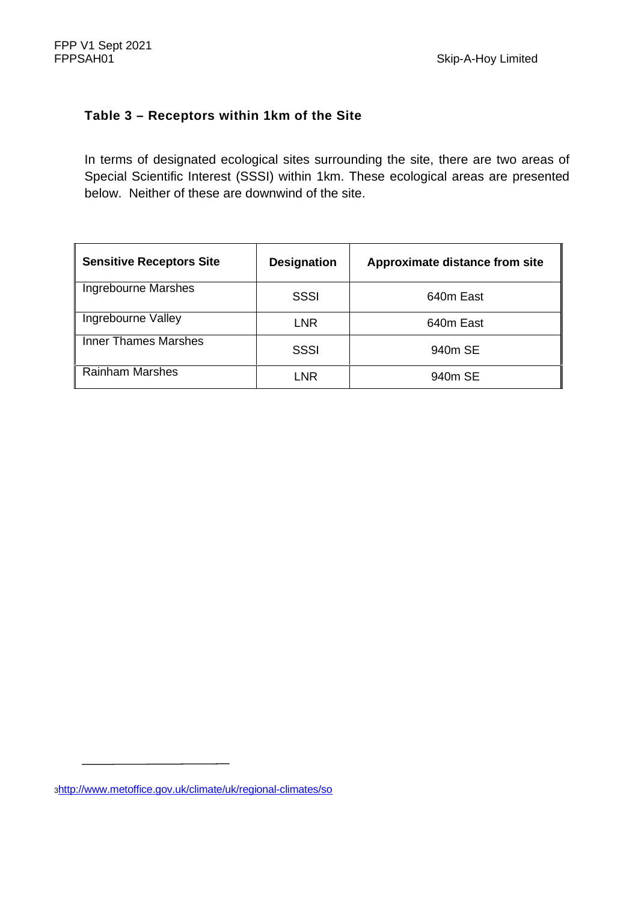### Table 3 – Receptors within 1km of the Site

In terms of designated ecological sites surrounding the site, there are two areas of Special Scientific Interest (SSSI) within 1km. These ecological areas are presented below. Neither of these are downwind of the site.

| Sensitive Receptors Site | Designation | Approximate distance from site |
| --- | --- | --- |
| Ingrebourne Marshes | SSSI | 640m East |
| Ingrebourne Valley | LNR | 640m East |
| Inner Thames Marshes | SSSI | 940m SE |
| Rainham Marshes | LNR | 940m SE |

[3] http://www.metoffice.gov.uk/climate/uk/regional-climates/so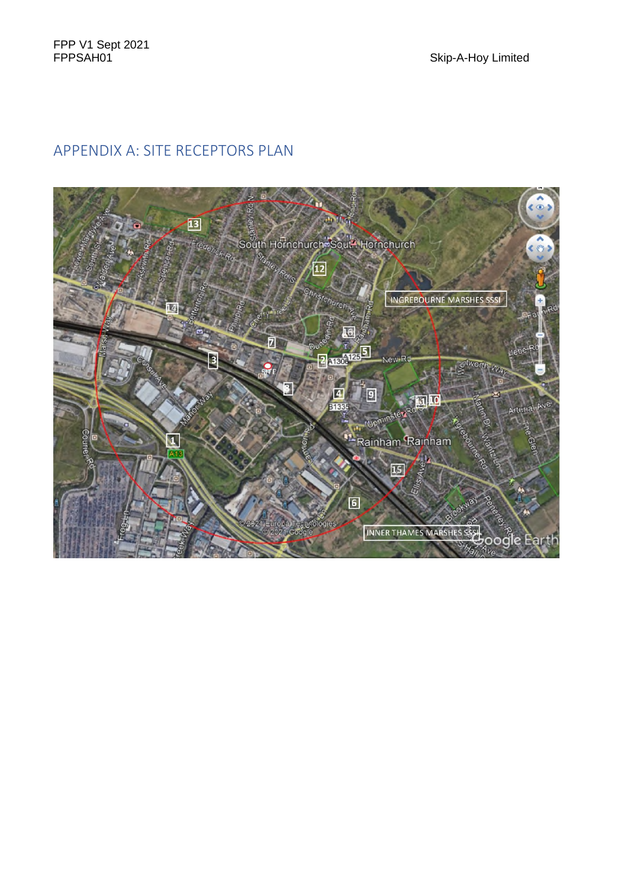## APPENDIX A: SITE RECEPTORS PLAN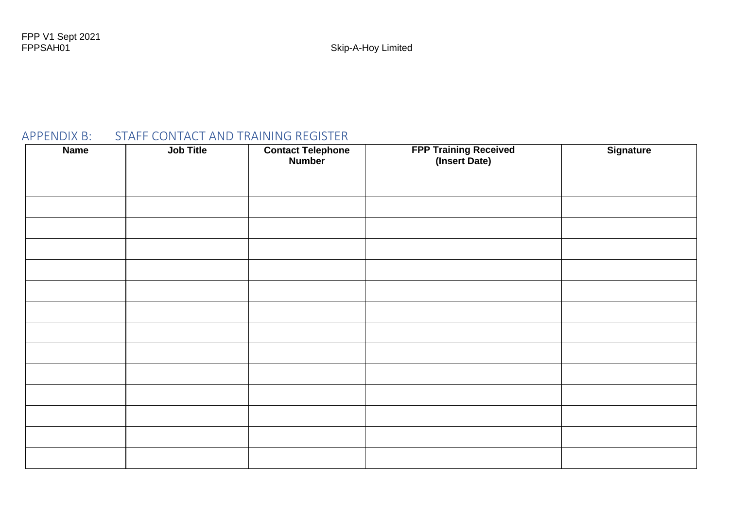## APPENDIX B: STAFF CONTACT AND TRAINING REGISTER

| Name | Job Title | Contact Telephone Number | FPP Training Received (Insert Date) | Signature |
|---|---|---|---|---|
| | | | | |
| | | | | |
| | | | | |
| | | | | |
| | | | | |
| | | | | |
| | | | | |
| | | | | |
| | | | | |
| | | | | |
| | | | | |
| | | | | |
| | | | | |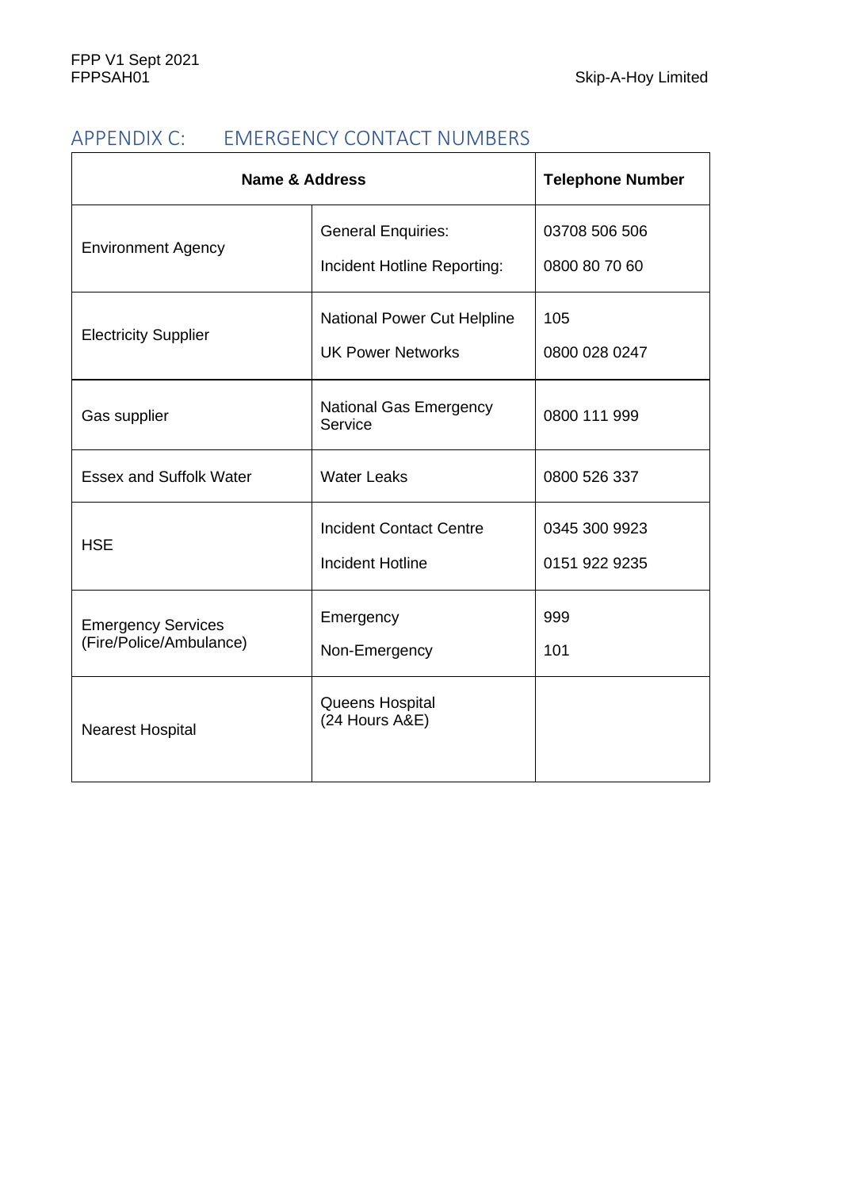## APPENDIX C: EMERGENCY CONTACT NUMBERS

| Name & Address | | Telephone Number |
|---|---|---|
| Environment Agency | General Enquiries:<br>Incident Hotline Reporting: | 03708 506 506<br>0800 80 70 60 |
| Electricity Supplier | National Power Cut Helpline<br>UK Power Networks | 105<br>0800 028 0247 |
| Gas supplier | National Gas Emergency Service | 0800 111 999 |
| Essex and Suffolk Water | Water Leaks | 0800 526 337 |
| HSE | Incident Contact Centre<br>Incident Hotline | 0345 300 9923<br>0151 922 9235 |
| Emergency Services (Fire/Police/Ambulance) | Emergency<br>Non-Emergency | 999<br>101 |
| Nearest Hospital | Queens Hospital (24 Hours A&E) | |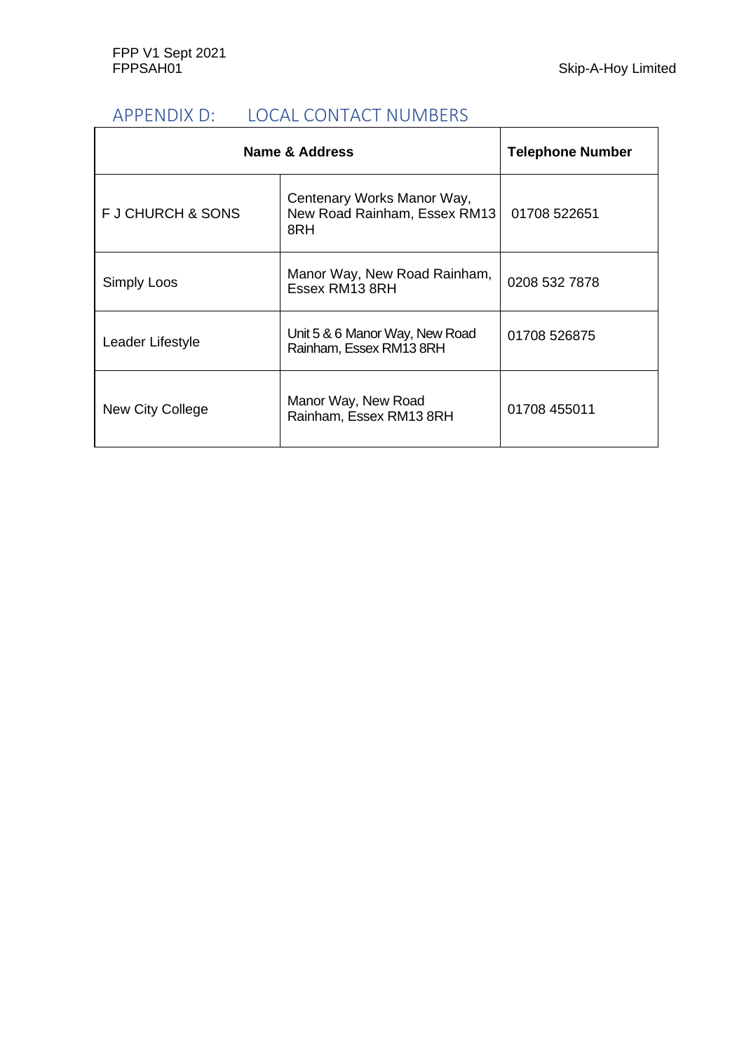## APPENDIX D: LOCAL CONTACT NUMBERS

| Name & Address | | Telephone Number |
|---|---|---|
| F J CHURCH & SONS | Centenary Works Manor Way, New Road Rainham, Essex RM13 8RH | 01708 522651 |
| Simply Loos | Manor Way, New Road Rainham, Essex RM13 8RH | 0208 532 7878 |
| Leader Lifestyle | Unit 5 & 6 Manor Way, New Road Rainham, Essex RM13 8RH | 01708 526875 |
| New City College | Manor Way, New Road Rainham, Essex RM13 8RH | 01708 455011 |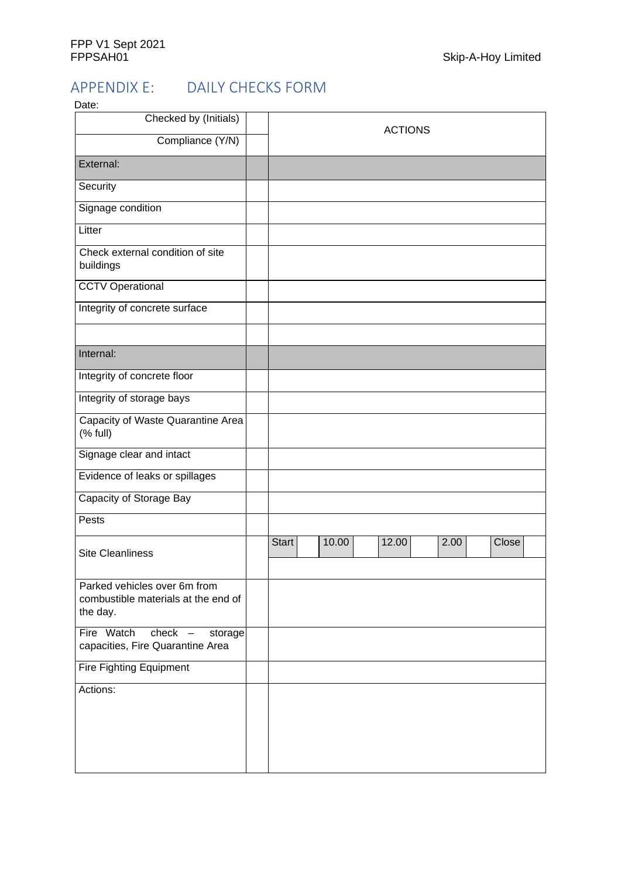## APPENDIX E: DAILY CHECKS FORM

Date:

| Checked by (Initials) | | ACTIONS |
|---|---|---|
| Compliance (Y/N) | | |
| External: | | |
| Security | | |
| Signage condition | | |
| Litter | | |
| Check external condition of site buildings | | |
| CCTV Operational | | |
| Integrity of concrete surface | | |
| | | |
| Internal: | | |
| Integrity of concrete floor | | |
| Integrity of storage bays | | |
| Capacity of Waste Quarantine Area (% full) | | |
| Signage clear and intact | | |
| Evidence of leaks or spillages | | |
| Capacity of Storage Bay | | |
| Pests | | |
| Site Cleanliness | | Start &#124; &#124; 10.00 &#124; &#124; 12.00 &#124; &#124; 2.00 &#124; &#124; Close &#124; |
| Parked vehicles over 6m from combustible materials at the end of the day. | | |
| Fire Watch check – storage capacities, Fire Quarantine Area | | |
| Fire Fighting Equipment | | |
| Actions: | | |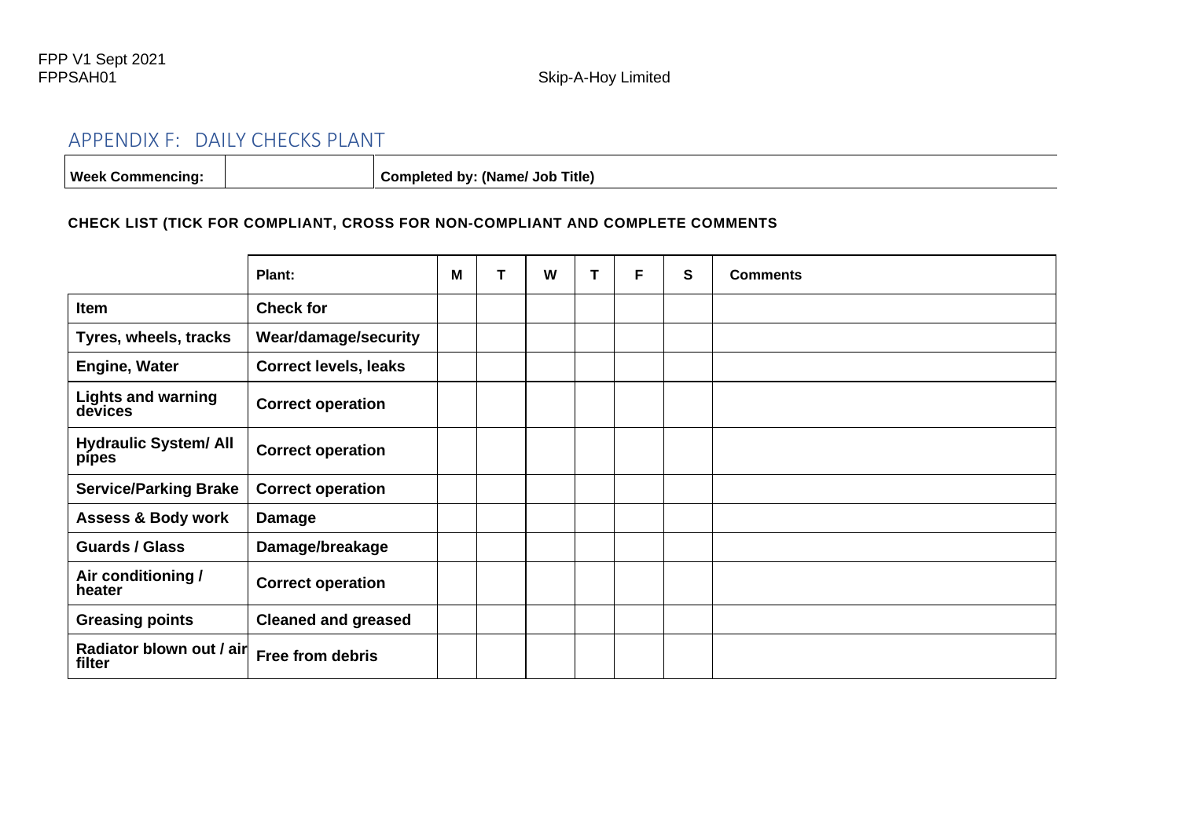## APPENDIX F: DAILY CHECKS PLANT

| Week Commencing: | | Completed by: (Name/ Job Title) |
|---|---|---|

**CHECK LIST (TICK FOR COMPLIANT, CROSS FOR NON-COMPLIANT AND COMPLETE COMMENTS**

| | Plant: | M | T | W | T | F | S | Comments |
|---|---|---|---|---|---|---|---|---|
| **Item** | **Check for** | | | | | | | |
| **Tyres, wheels, tracks** | **Wear/damage/security** | | | | | | | |
| **Engine, Water** | **Correct levels, leaks** | | | | | | | |
| **Lights and warning devices** | **Correct operation** | | | | | | | |
| **Hydraulic System/ All pipes** | **Correct operation** | | | | | | | |
| **Service/Parking Brake** | **Correct operation** | | | | | | | |
| **Assess & Body work** | **Damage** | | | | | | | |
| **Guards / Glass** | **Damage/breakage** | | | | | | | |
| **Air conditioning / heater** | **Correct operation** | | | | | | | |
| **Greasing points** | **Cleaned and greased** | | | | | | | |
| **Radiator blown out / air filter** | **Free from debris** | | | | | | | |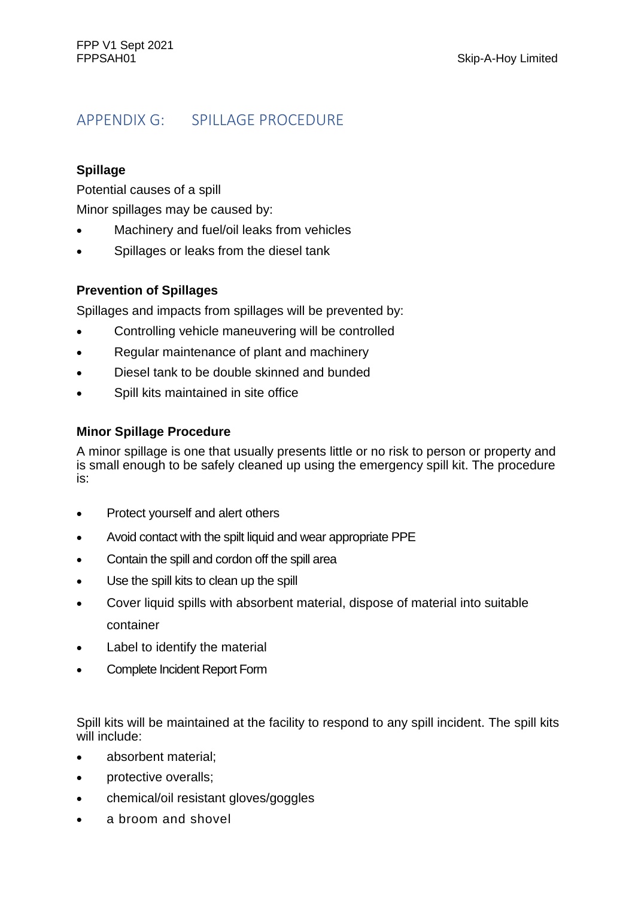## APPENDIX G: SPILLAGE PROCEDURE

**Spillage**

Potential causes of a spill

Minor spillages may be caused by:

- Machinery and fuel/oil leaks from vehicles
- Spillages or leaks from the diesel tank

**Prevention of Spillages**

Spillages and impacts from spillages will be prevented by:

- Controlling vehicle maneuvering will be controlled
- Regular maintenance of plant and machinery
- Diesel tank to be double skinned and bunded
- Spill kits maintained in site office

**Minor Spillage Procedure**

A minor spillage is one that usually presents little or no risk to person or property and is small enough to be safely cleaned up using the emergency spill kit. The procedure is:

- Protect yourself and alert others
- Avoid contact with the spilt liquid and wear appropriate PPE
- Contain the spill and cordon off the spill area
- Use the spill kits to clean up the spill
- Cover liquid spills with absorbent material, dispose of material into suitable container
- Label to identify the material
- Complete Incident Report Form

Spill kits will be maintained at the facility to respond to any spill incident. The spill kits will include:

- absorbent material;
- protective overalls;
- chemical/oil resistant gloves/goggles
- a broom and shovel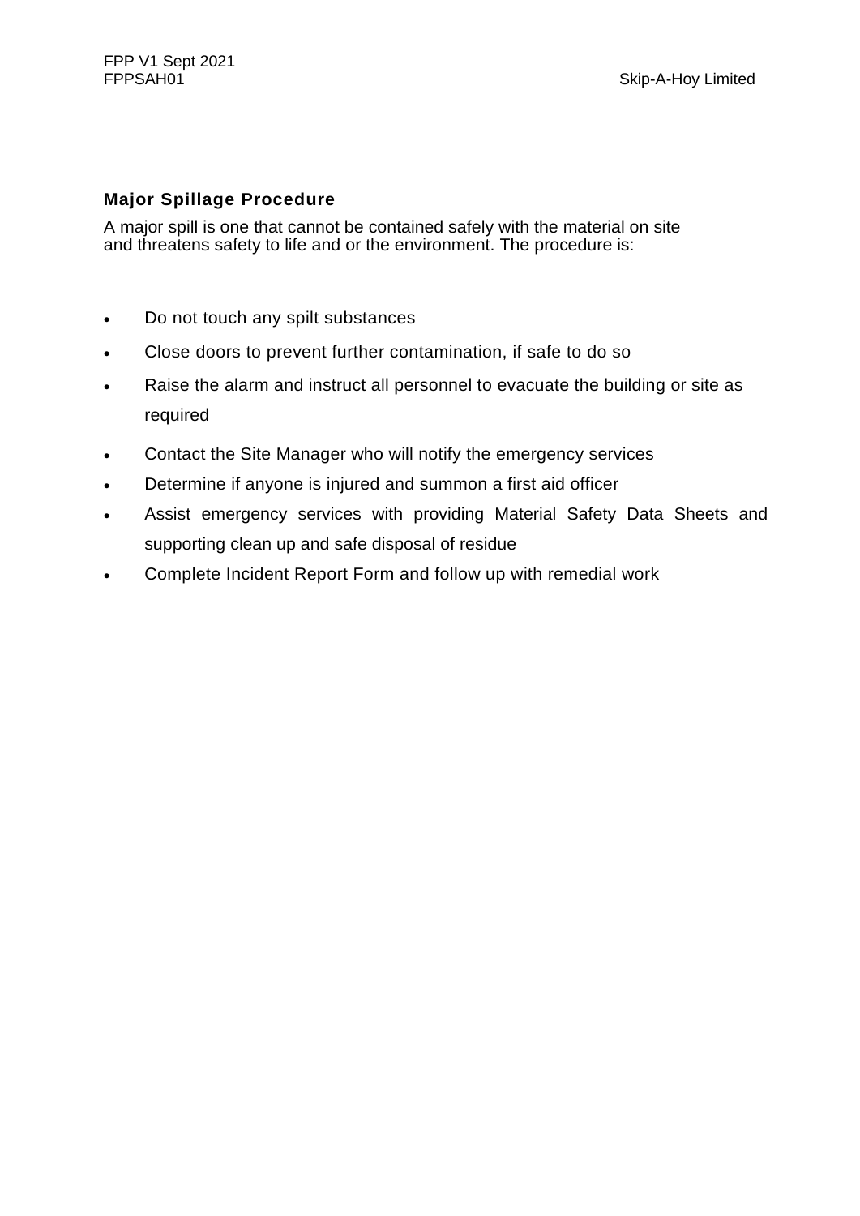## Major Spillage Procedure

A major spill is one that cannot be contained safely with the material on site and threatens safety to life and or the environment. The procedure is:

- Do not touch any spilt substances
- Close doors to prevent further contamination, if safe to do so
- Raise the alarm and instruct all personnel to evacuate the building or site as required
- Contact the Site Manager who will notify the emergency services
- Determine if anyone is injured and summon a first aid officer
- Assist emergency services with providing Material Safety Data Sheets and supporting clean up and safe disposal of residue
- Complete Incident Report Form and follow up with remedial work